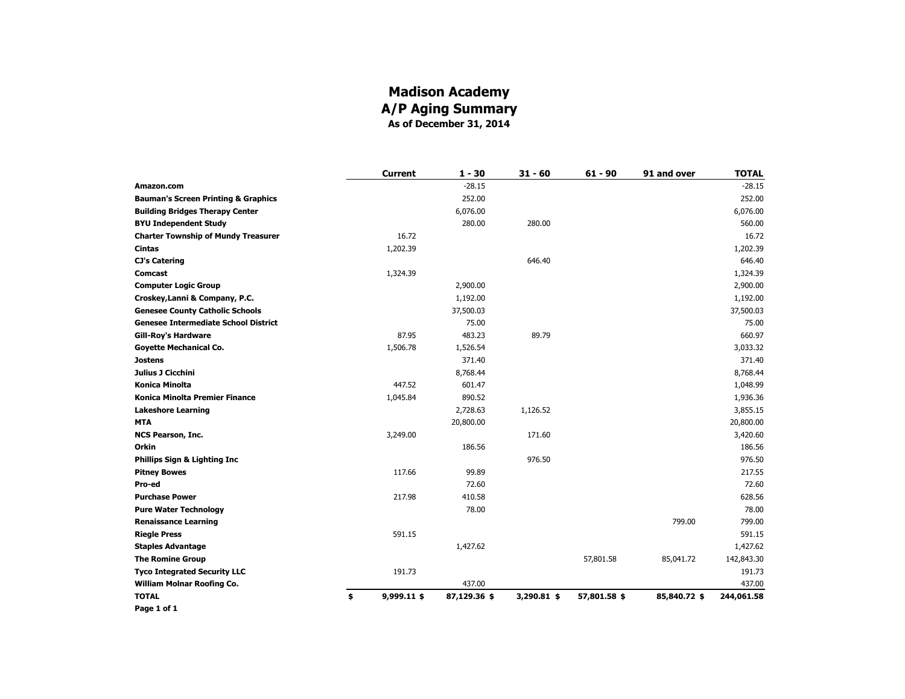# Madison Academy
## A/P Aging Summary
### As of December 31, 2014

| | Current | 1 - 30 | 31 - 60 | 61 - 90 | 91 and over | TOTAL |
|---|---|---|---|---|---|---|
| **Amazon.com** | | -28.15 | | | | -28.15 |
| **Bauman's Screen Printing & Graphics** | | 252.00 | | | | 252.00 |
| **Building Bridges Therapy Center** | | 6,076.00 | | | | 6,076.00 |
| **BYU Independent Study** | | 280.00 | 280.00 | | | 560.00 |
| **Charter Township of Mundy Treasurer** | 16.72 | | | | | 16.72 |
| **Cintas** | 1,202.39 | | | | | 1,202.39 |
| **CJ's Catering** | | | 646.40 | | | 646.40 |
| **Comcast** | 1,324.39 | | | | | 1,324.39 |
| **Computer Logic Group** | | 2,900.00 | | | | 2,900.00 |
| **Croskey,Lanni & Company, P.C.** | | 1,192.00 | | | | 1,192.00 |
| **Genesee County Catholic Schools** | | 37,500.03 | | | | 37,500.03 |
| **Genesee Intermediate School District** | | 75.00 | | | | 75.00 |
| **Gill-Roy's Hardware** | 87.95 | 483.23 | 89.79 | | | 660.97 |
| **Goyette Mechanical Co.** | 1,506.78 | 1,526.54 | | | | 3,033.32 |
| **Jostens** | | 371.40 | | | | 371.40 |
| **Julius J Cicchini** | | 8,768.44 | | | | 8,768.44 |
| **Konica Minolta** | 447.52 | 601.47 | | | | 1,048.99 |
| **Konica Minolta Premier Finance** | 1,045.84 | 890.52 | | | | 1,936.36 |
| **Lakeshore Learning** | | 2,728.63 | 1,126.52 | | | 3,855.15 |
| **MTA** | | 20,800.00 | | | | 20,800.00 |
| **NCS Pearson, Inc.** | 3,249.00 | | 171.60 | | | 3,420.60 |
| **Orkin** | | 186.56 | | | | 186.56 |
| **Phillips Sign & Lighting Inc** | | | 976.50 | | | 976.50 |
| **Pitney Bowes** | 117.66 | 99.89 | | | | 217.55 |
| **Pro-ed** | | 72.60 | | | | 72.60 |
| **Purchase Power** | 217.98 | 410.58 | | | | 628.56 |
| **Pure Water Technology** | | 78.00 | | | | 78.00 |
| **Renaissance Learning** | | | | | 799.00 | 799.00 |
| **Riegle Press** | 591.15 | | | | | 591.15 |
| **Staples Advantage** | | 1,427.62 | | | | 1,427.62 |
| **The Romine Group** | | | | 57,801.58 | 85,041.72 | 142,843.30 |
| **Tyco Integrated Security LLC** | 191.73 | | | | | 191.73 |
| **William Molnar Roofing Co.** | | 437.00 | | | | 437.00 |
| **TOTAL** | **$ 9,999.11** | **$ 87,129.36** | **$ 3,290.81** | **$ 57,801.58** | **$ 85,840.72** | **$ 244,061.58** |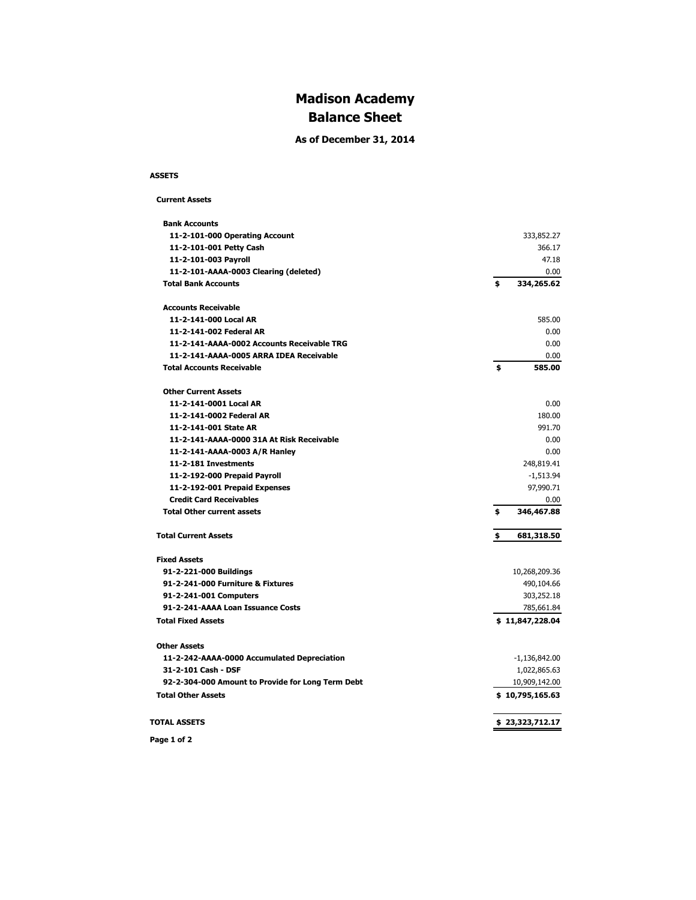# Madison Academy
# Balance Sheet

### As of December 31, 2014

| | |
|---|---|
| **ASSETS** | |
| **Current Assets** | |
| **Bank Accounts** | |
| **11-2-101-000 Operating Account** | 333,852.27 |
| **11-2-101-001 Petty Cash** | 366.17 |
| **11-2-101-003 Payroll** | 47.18 |
| **11-2-101-AAAA-0003 Clearing (deleted)** | 0.00 |
| **Total Bank Accounts** | **$ 334,265.62** |
| **Accounts Receivable** | |
| **11-2-141-000 Local AR** | 585.00 |
| **11-2-141-002 Federal AR** | 0.00 |
| **11-2-141-AAAA-0002 Accounts Receivable TRG** | 0.00 |
| **11-2-141-AAAA-0005 ARRA IDEA Receivable** | 0.00 |
| **Total Accounts Receivable** | **$ 585.00** |
| **Other Current Assets** | |
| **11-2-141-0001 Local AR** | 0.00 |
| **11-2-141-0002 Federal AR** | 180.00 |
| **11-2-141-001 State AR** | 991.70 |
| **11-2-141-AAAA-0000 31A At Risk Receivable** | 0.00 |
| **11-2-141-AAAA-0003 A/R Hanley** | 0.00 |
| **11-2-181 Investments** | 248,819.41 |
| **11-2-192-000 Prepaid Payroll** | -1,513.94 |
| **11-2-192-001 Prepaid Expenses** | 97,990.71 |
| **Credit Card Receivables** | 0.00 |
| **Total Other current assets** | **$ 346,467.88** |
| **Total Current Assets** | **$ 681,318.50** |
| **Fixed Assets** | |
| **91-2-221-000 Buildings** | 10,268,209.36 |
| **91-2-241-000 Furniture & Fixtures** | 490,104.66 |
| **91-2-241-001 Computers** | 303,252.18 |
| **91-2-241-AAAA Loan Issuance Costs** | 785,661.84 |
| **Total Fixed Assets** | **$ 11,847,228.04** |
| **Other Assets** | |
| **11-2-242-AAAA-0000 Accumulated Depreciation** | -1,136,842.00 |
| **31-2-101 Cash - DSF** | 1,022,865.63 |
| **92-2-304-000 Amount to Provide for Long Term Debt** | 10,909,142.00 |
| **Total Other Assets** | **$ 10,795,165.63** |
| **TOTAL ASSETS** | **$ 23,323,712.17** |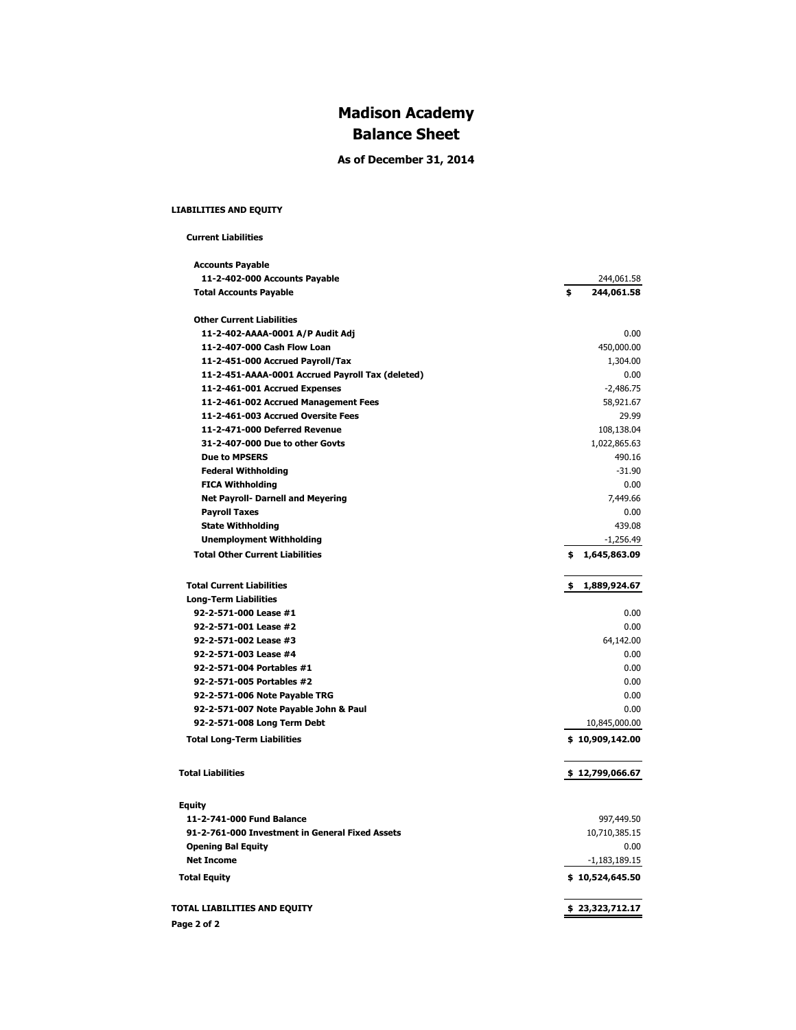# Madison Academy
## Balance Sheet

**As of December 31, 2014**

**LIABILITIES AND EQUITY**

| | |
|---|---|
| **Current Liabilities** | |
| **Accounts Payable** | |
| **11-2-402-000 Accounts Payable** | 244,061.58 |
| **Total Accounts Payable** | **$ 244,061.58** |
| **Other Current Liabilities** | |
| **11-2-402-AAAA-0001 A/P Audit Adj** | 0.00 |
| **11-2-407-000 Cash Flow Loan** | 450,000.00 |
| **11-2-451-000 Accrued Payroll/Tax** | 1,304.00 |
| **11-2-451-AAAA-0001 Accrued Payroll Tax (deleted)** | 0.00 |
| **11-2-461-001 Accrued Expenses** | -2,486.75 |
| **11-2-461-002 Accrued Management Fees** | 58,921.67 |
| **11-2-461-003 Accrued Oversite Fees** | 29.99 |
| **11-2-471-000 Deferred Revenue** | 108,138.04 |
| **31-2-407-000 Due to other Govts** | 1,022,865.63 |
| **Due to MPSERS** | 490.16 |
| **Federal Withholding** | -31.90 |
| **FICA Withholding** | 0.00 |
| **Net Payroll- Darnell and Meyering** | 7,449.66 |
| **Payroll Taxes** | 0.00 |
| **State Withholding** | 439.08 |
| **Unemployment Withholding** | -1,256.49 |
| **Total Other Current Liabilities** | **$ 1,645,863.09** |
| **Total Current Liabilities** | **$ 1,889,924.67** |
| **Long-Term Liabilities** | |
| **92-2-571-000 Lease #1** | 0.00 |
| **92-2-571-001 Lease #2** | 0.00 |
| **92-2-571-002 Lease #3** | 64,142.00 |
| **92-2-571-003 Lease #4** | 0.00 |
| **92-2-571-004 Portables #1** | 0.00 |
| **92-2-571-005 Portables #2** | 0.00 |
| **92-2-571-006 Note Payable TRG** | 0.00 |
| **92-2-571-007 Note Payable John & Paul** | 0.00 |
| **92-2-571-008 Long Term Debt** | 10,845,000.00 |
| **Total Long-Term Liabilities** | **$ 10,909,142.00** |
| **Total Liabilities** | **$ 12,799,066.67** |
| **Equity** | |
| **11-2-741-000 Fund Balance** | 997,449.50 |
| **91-2-761-000 Investment in General Fixed Assets** | 10,710,385.15 |
| **Opening Bal Equity** | 0.00 |
| **Net Income** | -1,183,189.15 |
| **Total Equity** | **$ 10,524,645.50** |
| **TOTAL LIABILITIES AND EQUITY** | **$ 23,323,712.17** |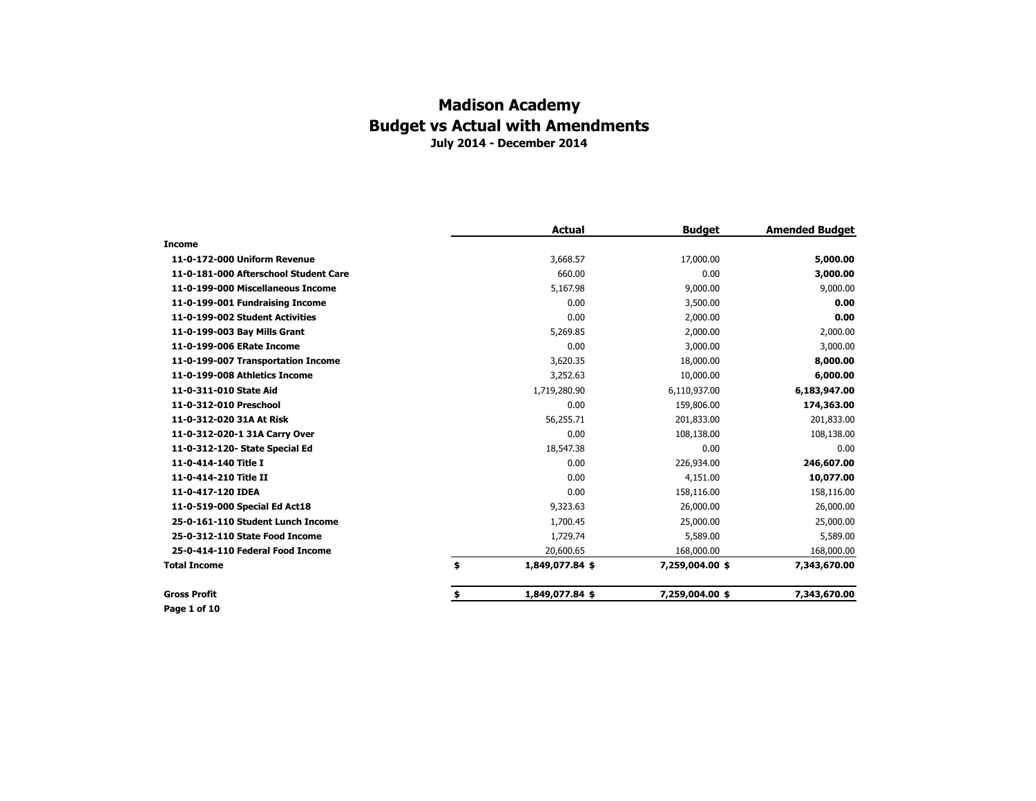# Madison Academy

## Budget vs Actual with Amendments

### July 2014 - December 2014

| | Actual | Budget | Amended Budget |
|---|---|---|---|
| **Income** | | | |
| **11-0-172-000 Uniform Revenue** | 3,668.57 | 17,000.00 | **5,000.00** |
| **11-0-181-000 Afterschool Student Care** | 660.00 | 0.00 | **3,000.00** |
| **11-0-199-000 Miscellaneous Income** | 5,167.98 | 9,000.00 | 9,000.00 |
| **11-0-199-001 Fundraising Income** | 0.00 | 3,500.00 | **0.00** |
| **11-0-199-002 Student Activities** | 0.00 | 2,000.00 | **0.00** |
| **11-0-199-003 Bay Mills Grant** | 5,269.85 | 2,000.00 | 2,000.00 |
| **11-0-199-006 ERate Income** | 0.00 | 3,000.00 | 3,000.00 |
| **11-0-199-007 Transportation Income** | 3,620.35 | 18,000.00 | **8,000.00** |
| **11-0-199-008 Athletics Income** | 3,252.63 | 10,000.00 | **6,000.00** |
| **11-0-311-010 State Aid** | 1,719,280.90 | 6,110,937.00 | **6,183,947.00** |
| **11-0-312-010 Preschool** | 0.00 | 159,806.00 | **174,363.00** |
| **11-0-312-020 31A At Risk** | 56,255.71 | 201,833.00 | 201,833.00 |
| **11-0-312-020-1 31A Carry Over** | 0.00 | 108,138.00 | 108,138.00 |
| **11-0-312-120- State Special Ed** | 18,547.38 | 0.00 | 0.00 |
| **11-0-414-140 Title I** | 0.00 | 226,934.00 | **246,607.00** |
| **11-0-414-210 Title II** | 0.00 | 4,151.00 | **10,077.00** |
| **11-0-417-120 IDEA** | 0.00 | 158,116.00 | 158,116.00 |
| **11-0-519-000 Special Ed Act18** | 9,323.63 | 26,000.00 | 26,000.00 |
| **25-0-161-110 Student Lunch Income** | 1,700.45 | 25,000.00 | 25,000.00 |
| **25-0-312-110 State Food Income** | 1,729.74 | 5,589.00 | 5,589.00 |
| **25-0-414-110 Federal Food Income** | 20,600.65 | 168,000.00 | 168,000.00 |
| **Total Income** | **$ 1,849,077.84** | **$ 7,259,004.00** | **$ 7,343,670.00** |
| **Gross Profit** | **$ 1,849,077.84** | **$ 7,259,004.00** | **$ 7,343,670.00** |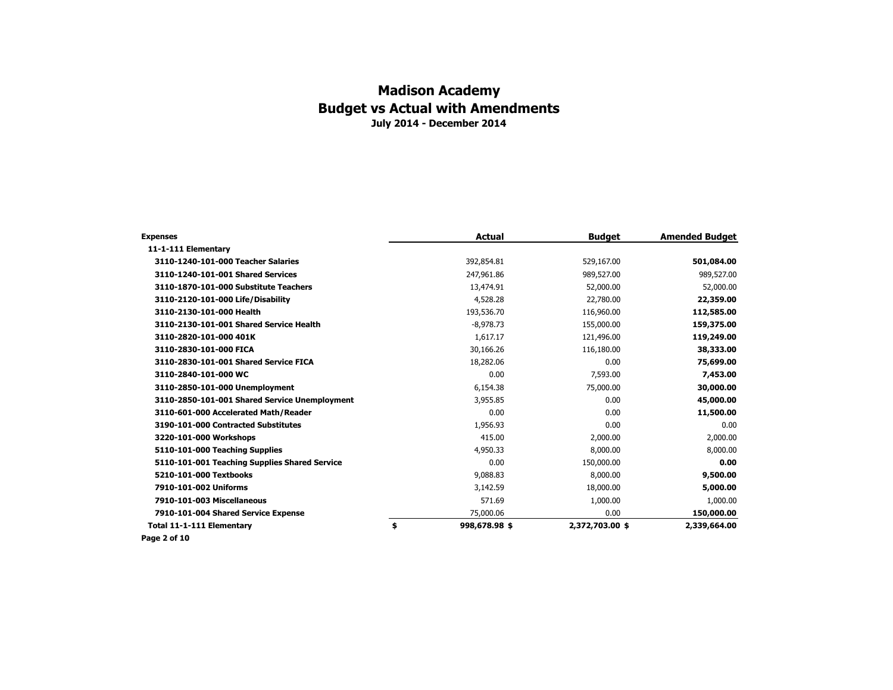# Madison Academy
## Budget vs Actual with Amendments
**July 2014 - December 2014**

| Expenses | Actual | Budget | Amended Budget |
|---|---|---|---|
| **11-1-111 Elementary** | | | |
| **3110-1240-101-000 Teacher Salaries** | 392,854.81 | 529,167.00 | **501,084.00** |
| **3110-1240-101-001 Shared Services** | 247,961.86 | 989,527.00 | 989,527.00 |
| **3110-1870-101-000 Substitute Teachers** | 13,474.91 | 52,000.00 | 52,000.00 |
| **3110-2120-101-000 Life/Disability** | 4,528.28 | 22,780.00 | **22,359.00** |
| **3110-2130-101-000 Health** | 193,536.70 | 116,960.00 | **112,585.00** |
| **3110-2130-101-001 Shared Service Health** | -8,978.73 | 155,000.00 | **159,375.00** |
| **3110-2820-101-000 401K** | 1,617.17 | 121,496.00 | **119,249.00** |
| **3110-2830-101-000 FICA** | 30,166.26 | 116,180.00 | **38,333.00** |
| **3110-2830-101-001 Shared Service FICA** | 18,282.06 | 0.00 | **75,699.00** |
| **3110-2840-101-000 WC** | 0.00 | 7,593.00 | **7,453.00** |
| **3110-2850-101-000 Unemployment** | 6,154.38 | 75,000.00 | **30,000.00** |
| **3110-2850-101-001 Shared Service Unemployment** | 3,955.85 | 0.00 | **45,000.00** |
| **3110-601-000 Accelerated Math/Reader** | 0.00 | 0.00 | **11,500.00** |
| **3190-101-000 Contracted Substitutes** | 1,956.93 | 0.00 | 0.00 |
| **3220-101-000 Workshops** | 415.00 | 2,000.00 | 2,000.00 |
| **5110-101-000 Teaching Supplies** | 4,950.33 | 8,000.00 | 8,000.00 |
| **5110-101-001 Teaching Supplies Shared Service** | 0.00 | 150,000.00 | **0.00** |
| **5210-101-000 Textbooks** | 9,088.83 | 8,000.00 | **9,500.00** |
| **7910-101-002 Uniforms** | 3,142.59 | 18,000.00 | **5,000.00** |
| **7910-101-003 Miscellaneous** | 571.69 | 1,000.00 | 1,000.00 |
| **7910-101-004 Shared Service Expense** | 75,000.06 | 0.00 | **150,000.00** |
| **Total 11-1-111 Elementary** | **$ 998,678.98** | **$ 2,372,703.00** | **$ 2,339,664.00** |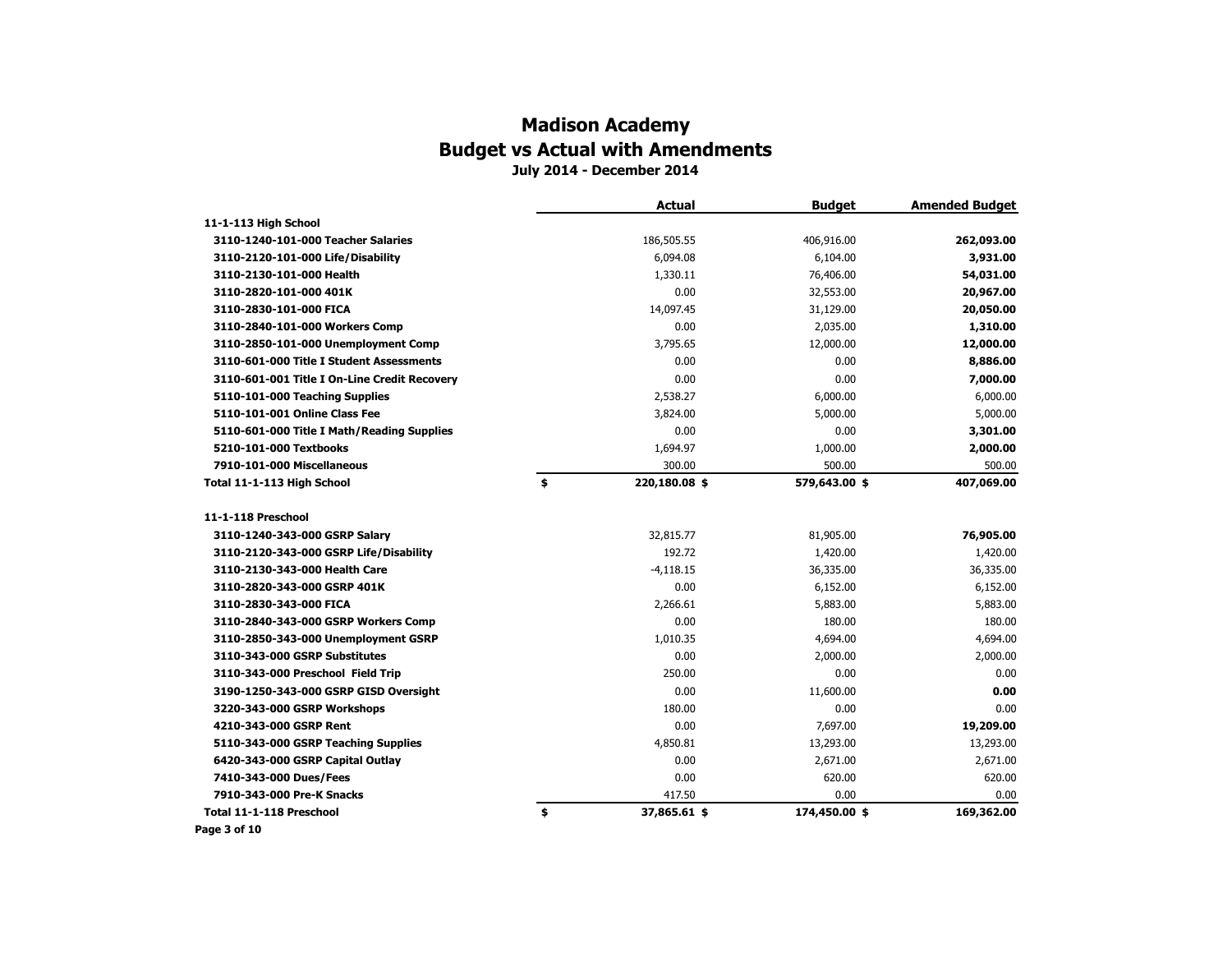# Madison Academy

## Budget vs Actual with Amendments

### July 2014 - December 2014

| | Actual | Budget | Amended Budget |
|---|---|---|---|
| **11-1-113 High School** | | | |
| **3110-1240-101-000 Teacher Salaries** | 186,505.55 | 406,916.00 | **262,093.00** |
| **3110-2120-101-000 Life/Disability** | 6,094.08 | 6,104.00 | **3,931.00** |
| **3110-2130-101-000 Health** | 1,330.11 | 76,406.00 | **54,031.00** |
| **3110-2820-101-000 401K** | 0.00 | 32,553.00 | **20,967.00** |
| **3110-2830-101-000 FICA** | 14,097.45 | 31,129.00 | **20,050.00** |
| **3110-2840-101-000 Workers Comp** | 0.00 | 2,035.00 | **1,310.00** |
| **3110-2850-101-000 Unemployment Comp** | 3,795.65 | 12,000.00 | **12,000.00** |
| **3110-601-000 Title I Student Assessments** | 0.00 | 0.00 | **8,886.00** |
| **3110-601-001 Title I On-Line Credit Recovery** | 0.00 | 0.00 | **7,000.00** |
| **5110-101-000 Teaching Supplies** | 2,538.27 | 6,000.00 | 6,000.00 |
| **5110-101-001 Online Class Fee** | 3,824.00 | 5,000.00 | 5,000.00 |
| **5110-601-000 Title I Math/Reading Supplies** | 0.00 | 0.00 | **3,301.00** |
| **5210-101-000 Textbooks** | 1,694.97 | 1,000.00 | **2,000.00** |
| **7910-101-000 Miscellaneous** | 300.00 | 500.00 | 500.00 |
| **Total 11-1-113 High School** | **$ 220,180.08** | **$ 579,643.00** | **$ 407,069.00** |
| | | | |
| **11-1-118 Preschool** | | | |
| **3110-1240-343-000 GSRP Salary** | 32,815.77 | 81,905.00 | **76,905.00** |
| **3110-2120-343-000 GSRP Life/Disability** | 192.72 | 1,420.00 | 1,420.00 |
| **3110-2130-343-000 Health Care** | -4,118.15 | 36,335.00 | 36,335.00 |
| **3110-2820-343-000 GSRP 401K** | 0.00 | 6,152.00 | 6,152.00 |
| **3110-2830-343-000 FICA** | 2,266.61 | 5,883.00 | 5,883.00 |
| **3110-2840-343-000 GSRP Workers Comp** | 0.00 | 180.00 | 180.00 |
| **3110-2850-343-000 Unemployment GSRP** | 1,010.35 | 4,694.00 | 4,694.00 |
| **3110-343-000 GSRP Substitutes** | 0.00 | 2,000.00 | 2,000.00 |
| **3110-343-000 Preschool Field Trip** | 250.00 | 0.00 | 0.00 |
| **3190-1250-343-000 GSRP GISD Oversight** | 0.00 | 11,600.00 | **0.00** |
| **3220-343-000 GSRP Workshops** | 180.00 | 0.00 | 0.00 |
| **4210-343-000 GSRP Rent** | 0.00 | 7,697.00 | **19,209.00** |
| **5110-343-000 GSRP Teaching Supplies** | 4,850.81 | 13,293.00 | 13,293.00 |
| **6420-343-000 GSRP Capital Outlay** | 0.00 | 2,671.00 | 2,671.00 |
| **7410-343-000 Dues/Fees** | 0.00 | 620.00 | 620.00 |
| **7910-343-000 Pre-K Snacks** | 417.50 | 0.00 | 0.00 |
| **Total 11-1-118 Preschool** | **$ 37,865.61** | **$ 174,450.00** | **$ 169,362.00** |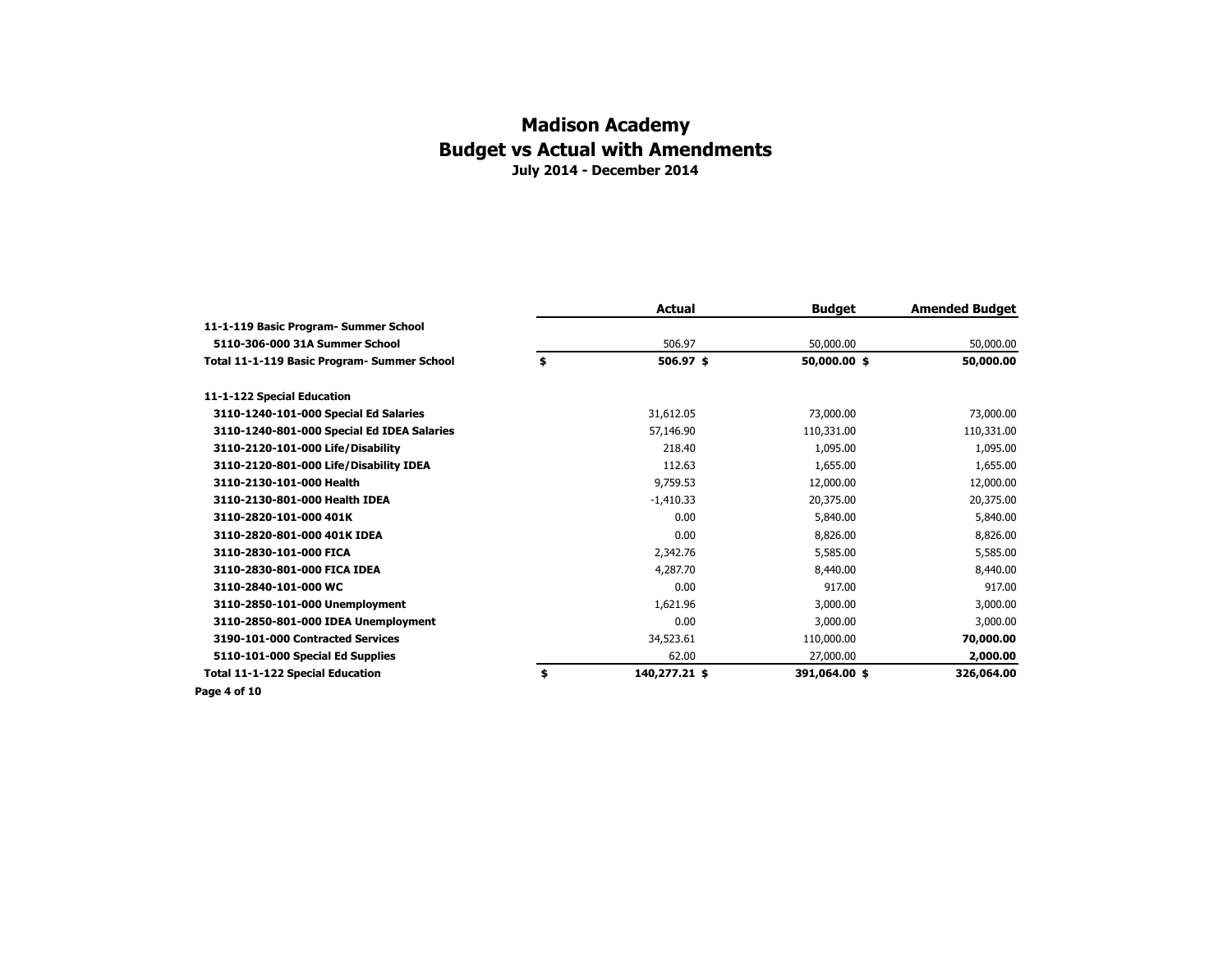# Madison Academy
## Budget vs Actual with Amendments
### July 2014 - December 2014

| | Actual | Budget | Amended Budget |
|---|---|---|---|
| **11-1-119 Basic Program- Summer School** | | | |
| **5110-306-000 31A Summer School** | 506.97 | 50,000.00 | 50,000.00 |
| **Total 11-1-119 Basic Program- Summer School** | **$ 506.97** | **$ 50,000.00** | **$ 50,000.00** |
| | | | |
| **11-1-122 Special Education** | | | |
| **3110-1240-101-000 Special Ed Salaries** | 31,612.05 | 73,000.00 | 73,000.00 |
| **3110-1240-801-000 Special Ed IDEA Salaries** | 57,146.90 | 110,331.00 | 110,331.00 |
| **3110-2120-101-000 Life/Disability** | 218.40 | 1,095.00 | 1,095.00 |
| **3110-2120-801-000 Life/Disability IDEA** | 112.63 | 1,655.00 | 1,655.00 |
| **3110-2130-101-000 Health** | 9,759.53 | 12,000.00 | 12,000.00 |
| **3110-2130-801-000 Health IDEA** | -1,410.33 | 20,375.00 | 20,375.00 |
| **3110-2820-101-000 401K** | 0.00 | 5,840.00 | 5,840.00 |
| **3110-2820-801-000 401K IDEA** | 0.00 | 8,826.00 | 8,826.00 |
| **3110-2830-101-000 FICA** | 2,342.76 | 5,585.00 | 5,585.00 |
| **3110-2830-801-000 FICA IDEA** | 4,287.70 | 8,440.00 | 8,440.00 |
| **3110-2840-101-000 WC** | 0.00 | 917.00 | 917.00 |
| **3110-2850-101-000 Unemployment** | 1,621.96 | 3,000.00 | 3,000.00 |
| **3110-2850-801-000 IDEA Unemployment** | 0.00 | 3,000.00 | 3,000.00 |
| **3190-101-000 Contracted Services** | 34,523.61 | 110,000.00 | **70,000.00** |
| **5110-101-000 Special Ed Supplies** | 62.00 | 27,000.00 | **2,000.00** |
| **Total 11-1-122 Special Education** | **$ 140,277.21** | **$ 391,064.00** | **$ 326,064.00** |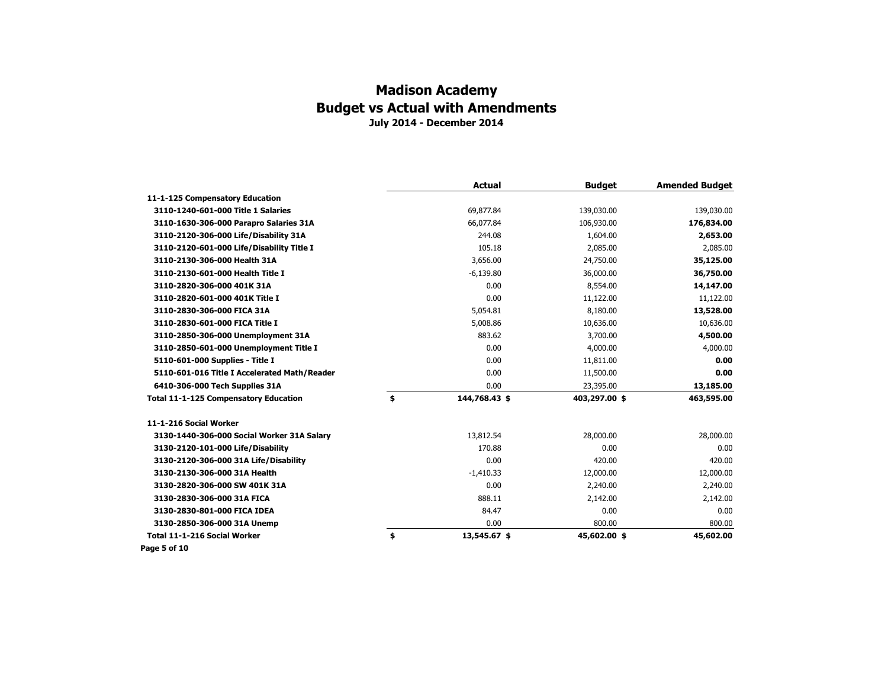# Madison Academy
## Budget vs Actual with Amendments
### July 2014 - December 2014

| | Actual | Budget | Amended Budget |
|---|---|---|---|
| **11-1-125 Compensatory Education** | | | |
| **3110-1240-601-000 Title 1 Salaries** | 69,877.84 | 139,030.00 | 139,030.00 |
| **3110-1630-306-000 Parapro Salaries 31A** | 66,077.84 | 106,930.00 | **176,834.00** |
| **3110-2120-306-000 Life/Disability 31A** | 244.08 | 1,604.00 | **2,653.00** |
| **3110-2120-601-000 Life/Disability Title I** | 105.18 | 2,085.00 | 2,085.00 |
| **3110-2130-306-000 Health 31A** | 3,656.00 | 24,750.00 | **35,125.00** |
| **3110-2130-601-000 Health Title I** | -6,139.80 | 36,000.00 | **36,750.00** |
| **3110-2820-306-000 401K 31A** | 0.00 | 8,554.00 | **14,147.00** |
| **3110-2820-601-000 401K Title I** | 0.00 | 11,122.00 | 11,122.00 |
| **3110-2830-306-000 FICA 31A** | 5,054.81 | 8,180.00 | **13,528.00** |
| **3110-2830-601-000 FICA Title I** | 5,008.86 | 10,636.00 | 10,636.00 |
| **3110-2850-306-000 Unemployment 31A** | 883.62 | 3,700.00 | **4,500.00** |
| **3110-2850-601-000 Unemployment Title I** | 0.00 | 4,000.00 | 4,000.00 |
| **5110-601-000 Supplies - Title I** | 0.00 | 11,811.00 | **0.00** |
| **5110-601-016 Title I Accelerated Math/Reader** | 0.00 | 11,500.00 | **0.00** |
| **6410-306-000 Tech Supplies 31A** | 0.00 | 23,395.00 | **13,185.00** |
| **Total 11-1-125 Compensatory Education** | **$ 144,768.43** | **$ 403,297.00** | **$ 463,595.00** |
| **11-1-216 Social Worker** | | | |
| **3130-1440-306-000 Social Worker 31A Salary** | 13,812.54 | 28,000.00 | 28,000.00 |
| **3130-2120-101-000 Life/Disability** | 170.88 | 0.00 | 0.00 |
| **3130-2120-306-000 31A Life/Disability** | 0.00 | 420.00 | 420.00 |
| **3130-2130-306-000 31A Health** | -1,410.33 | 12,000.00 | 12,000.00 |
| **3130-2820-306-000 SW 401K 31A** | 0.00 | 2,240.00 | 2,240.00 |
| **3130-2830-306-000 31A FICA** | 888.11 | 2,142.00 | 2,142.00 |
| **3130-2830-801-000 FICA IDEA** | 84.47 | 0.00 | 0.00 |
| **3130-2850-306-000 31A Unemp** | 0.00 | 800.00 | 800.00 |
| **Total 11-1-216 Social Worker** | **$ 13,545.67** | **$ 45,602.00** | **$ 45,602.00** |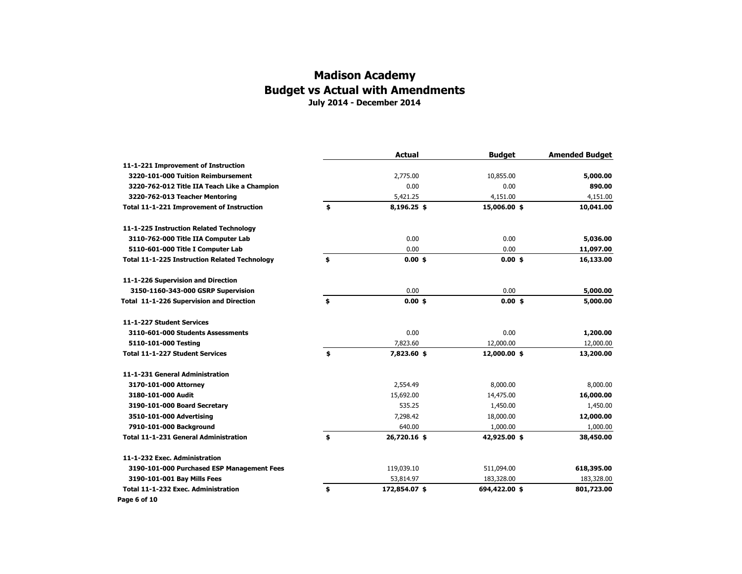# Madison Academy
## Budget vs Actual with Amendments
### July 2014 - December 2014

| | Actual | Budget | Amended Budget |
|---|---|---|---|
| **11-1-221 Improvement of Instruction** | | | |
| **3220-101-000 Tuition Reimbursement** | 2,775.00 | 10,855.00 | **5,000.00** |
| **3220-762-012 Title IIA Teach Like a Champion** | 0.00 | 0.00 | **890.00** |
| **3220-762-013 Teacher Mentoring** | 5,421.25 | 4,151.00 | 4,151.00 |
| **Total 11-1-221 Improvement of Instruction** | **$ 8,196.25** | **$ 15,006.00** | **$ 10,041.00** |
| **11-1-225 Instruction Related Technology** | | | |
| **3110-762-000 Title IIA Computer Lab** | 0.00 | 0.00 | **5,036.00** |
| **5110-601-000 Title I Computer Lab** | 0.00 | 0.00 | **11,097.00** |
| **Total 11-1-225 Instruction Related Technology** | **$ 0.00** | **$ 0.00** | **$ 16,133.00** |
| **11-1-226 Supervision and Direction** | | | |
| **3150-1160-343-000 GSRP Supervision** | 0.00 | 0.00 | **5,000.00** |
| **Total 11-1-226 Supervision and Direction** | **$ 0.00** | **$ 0.00** | **$ 5,000.00** |
| **11-1-227 Student Services** | | | |
| **3110-601-000 Students Assessments** | 0.00 | 0.00 | **1,200.00** |
| **5110-101-000 Testing** | 7,823.60 | 12,000.00 | 12,000.00 |
| **Total 11-1-227 Student Services** | **$ 7,823.60** | **$ 12,000.00** | **$ 13,200.00** |
| **11-1-231 General Administration** | | | |
| **3170-101-000 Attorney** | 2,554.49 | 8,000.00 | 8,000.00 |
| **3180-101-000 Audit** | 15,692.00 | 14,475.00 | **16,000.00** |
| **3190-101-000 Board Secretary** | 535.25 | 1,450.00 | 1,450.00 |
| **3510-101-000 Advertising** | 7,298.42 | 18,000.00 | **12,000.00** |
| **7910-101-000 Background** | 640.00 | 1,000.00 | 1,000.00 |
| **Total 11-1-231 General Administration** | **$ 26,720.16** | **$ 42,925.00** | **$ 38,450.00** |
| **11-1-232 Exec. Administration** | | | |
| **3190-101-000 Purchased ESP Management Fees** | 119,039.10 | 511,094.00 | **618,395.00** |
| **3190-101-001 Bay Mills Fees** | 53,814.97 | 183,328.00 | 183,328.00 |
| **Total 11-1-232 Exec. Administration** | **$ 172,854.07** | **$ 694,422.00** | **$ 801,723.00** |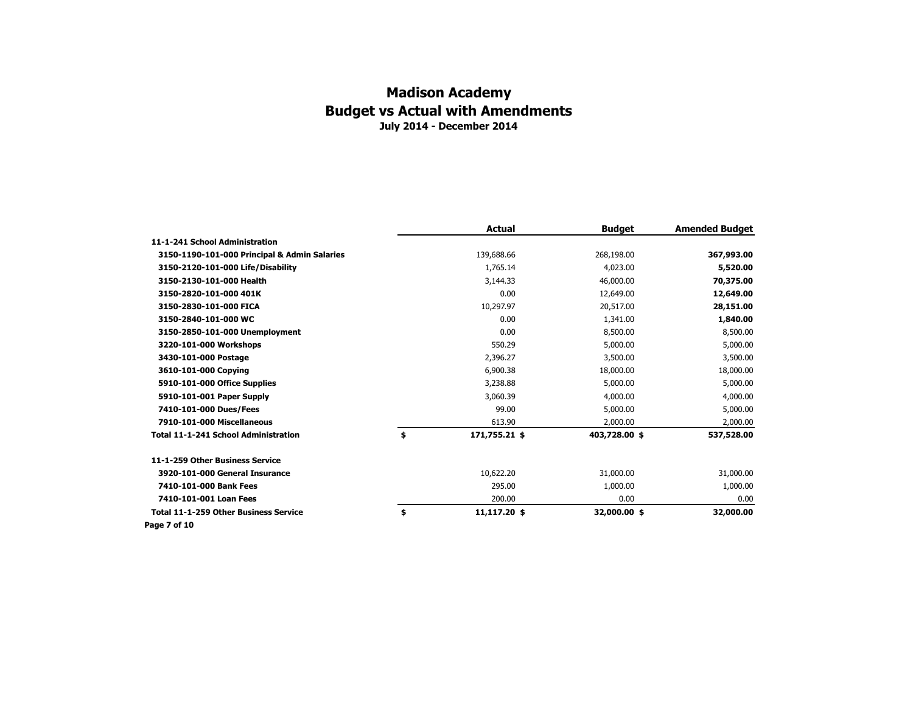# Madison Academy
# Budget vs Actual with Amendments
### July 2014 - December 2014

| | Actual | Budget | Amended Budget |
|---|---|---|---|
| **11-1-241 School Administration** | | | |
| **3150-1190-101-000 Principal & Admin Salaries** | 139,688.66 | 268,198.00 | **367,993.00** |
| **3150-2120-101-000 Life/Disability** | 1,765.14 | 4,023.00 | **5,520.00** |
| **3150-2130-101-000 Health** | 3,144.33 | 46,000.00 | **70,375.00** |
| **3150-2820-101-000 401K** | 0.00 | 12,649.00 | **12,649.00** |
| **3150-2830-101-000 FICA** | 10,297.97 | 20,517.00 | **28,151.00** |
| **3150-2840-101-000 WC** | 0.00 | 1,341.00 | **1,840.00** |
| **3150-2850-101-000 Unemployment** | 0.00 | 8,500.00 | 8,500.00 |
| **3220-101-000 Workshops** | 550.29 | 5,000.00 | 5,000.00 |
| **3430-101-000 Postage** | 2,396.27 | 3,500.00 | 3,500.00 |
| **3610-101-000 Copying** | 6,900.38 | 18,000.00 | 18,000.00 |
| **5910-101-000 Office Supplies** | 3,238.88 | 5,000.00 | 5,000.00 |
| **5910-101-001 Paper Supply** | 3,060.39 | 4,000.00 | 4,000.00 |
| **7410-101-000 Dues/Fees** | 99.00 | 5,000.00 | 5,000.00 |
| **7910-101-000 Miscellaneous** | 613.90 | 2,000.00 | 2,000.00 |
| **Total 11-1-241 School Administration** | **$ 171,755.21** | **$ 403,728.00** | **$ 537,528.00** |
| | | | |
| **11-1-259 Other Business Service** | | | |
| **3920-101-000 General Insurance** | 10,622.20 | 31,000.00 | 31,000.00 |
| **7410-101-000 Bank Fees** | 295.00 | 1,000.00 | 1,000.00 |
| **7410-101-001 Loan Fees** | 200.00 | 0.00 | 0.00 |
| **Total 11-1-259 Other Business Service** | **$ 11,117.20** | **$ 32,000.00** | **$ 32,000.00** |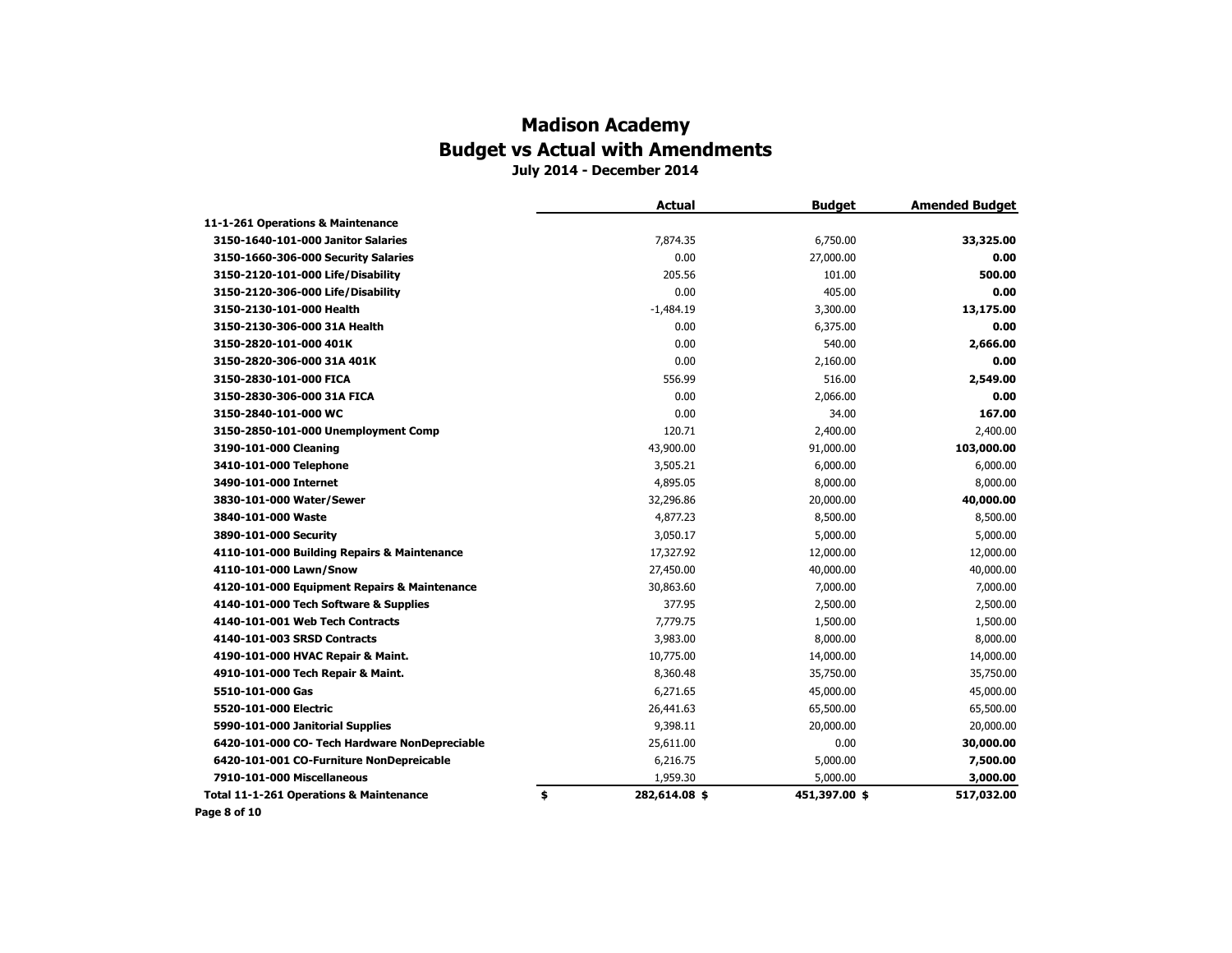# Madison Academy

## Budget vs Actual with Amendments

### July 2014 - December 2014

| | Actual | Budget | Amended Budget |
|---|---|---|---|
| **11-1-261 Operations & Maintenance** | | | |
| **3150-1640-101-000 Janitor Salaries** | 7,874.35 | 6,750.00 | **33,325.00** |
| **3150-1660-306-000 Security Salaries** | 0.00 | 27,000.00 | **0.00** |
| **3150-2120-101-000 Life/Disability** | 205.56 | 101.00 | **500.00** |
| **3150-2120-306-000 Life/Disability** | 0.00 | 405.00 | **0.00** |
| **3150-2130-101-000 Health** | -1,484.19 | 3,300.00 | **13,175.00** |
| **3150-2130-306-000 31A Health** | 0.00 | 6,375.00 | **0.00** |
| **3150-2820-101-000 401K** | 0.00 | 540.00 | **2,666.00** |
| **3150-2820-306-000 31A 401K** | 0.00 | 2,160.00 | **0.00** |
| **3150-2830-101-000 FICA** | 556.99 | 516.00 | **2,549.00** |
| **3150-2830-306-000 31A FICA** | 0.00 | 2,066.00 | **0.00** |
| **3150-2840-101-000 WC** | 0.00 | 34.00 | **167.00** |
| **3150-2850-101-000 Unemployment Comp** | 120.71 | 2,400.00 | 2,400.00 |
| **3190-101-000 Cleaning** | 43,900.00 | 91,000.00 | **103,000.00** |
| **3410-101-000 Telephone** | 3,505.21 | 6,000.00 | 6,000.00 |
| **3490-101-000 Internet** | 4,895.05 | 8,000.00 | 8,000.00 |
| **3830-101-000 Water/Sewer** | 32,296.86 | 20,000.00 | **40,000.00** |
| **3840-101-000 Waste** | 4,877.23 | 8,500.00 | 8,500.00 |
| **3890-101-000 Security** | 3,050.17 | 5,000.00 | 5,000.00 |
| **4110-101-000 Building Repairs & Maintenance** | 17,327.92 | 12,000.00 | 12,000.00 |
| **4110-101-000 Lawn/Snow** | 27,450.00 | 40,000.00 | 40,000.00 |
| **4120-101-000 Equipment Repairs & Maintenance** | 30,863.60 | 7,000.00 | 7,000.00 |
| **4140-101-000 Tech Software & Supplies** | 377.95 | 2,500.00 | 2,500.00 |
| **4140-101-001 Web Tech Contracts** | 7,779.75 | 1,500.00 | 1,500.00 |
| **4140-101-003 SRSD Contracts** | 3,983.00 | 8,000.00 | 8,000.00 |
| **4190-101-000 HVAC Repair & Maint.** | 10,775.00 | 14,000.00 | 14,000.00 |
| **4910-101-000 Tech Repair & Maint.** | 8,360.48 | 35,750.00 | 35,750.00 |
| **5510-101-000 Gas** | 6,271.65 | 45,000.00 | 45,000.00 |
| **5520-101-000 Electric** | 26,441.63 | 65,500.00 | 65,500.00 |
| **5990-101-000 Janitorial Supplies** | 9,398.11 | 20,000.00 | 20,000.00 |
| **6420-101-000 CO- Tech Hardware NonDepreciable** | 25,611.00 | 0.00 | **30,000.00** |
| **6420-101-001 CO-Furniture NonDepreicable** | 6,216.75 | 5,000.00 | **7,500.00** |
| **7910-101-000 Miscellaneous** | 1,959.30 | 5,000.00 | **3,000.00** |
| **Total 11-1-261 Operations & Maintenance** | **$ 282,614.08** | **$ 451,397.00** | **$ 517,032.00** |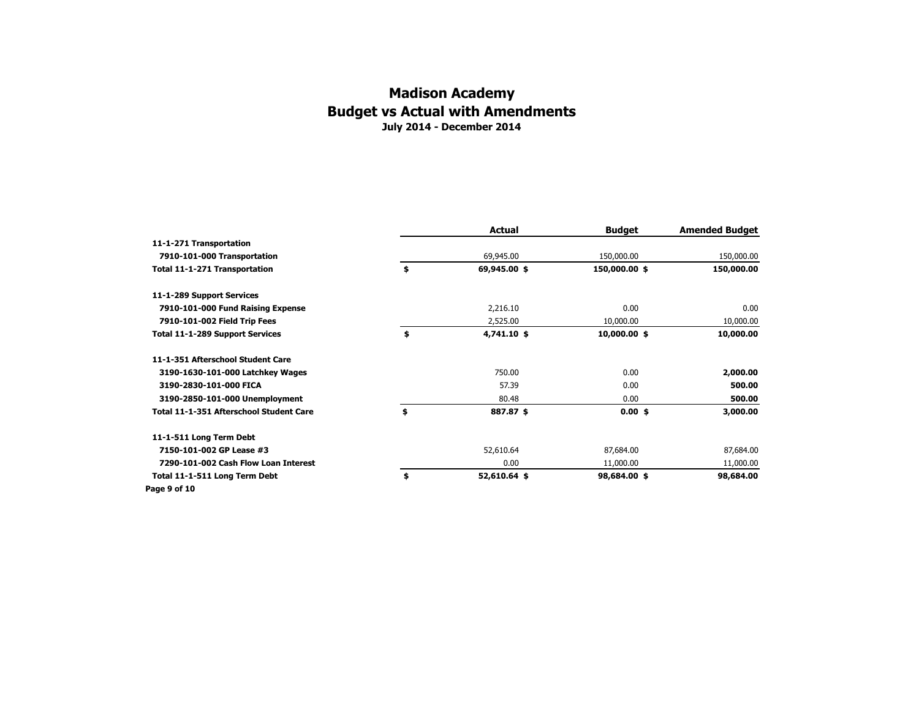# Madison Academy
## Budget vs Actual with Amendments
### July 2014 - December 2014

| | Actual | Budget | Amended Budget |
|---|---|---|---|
| **11-1-271 Transportation** | | | |
| **7910-101-000 Transportation** | 69,945.00 | 150,000.00 | 150,000.00 |
| **Total 11-1-271 Transportation** | **$ 69,945.00** | **$ 150,000.00** | **$ 150,000.00** |
| | | | |
| **11-1-289 Support Services** | | | |
| **7910-101-000 Fund Raising Expense** | 2,216.10 | 0.00 | 0.00 |
| **7910-101-002 Field Trip Fees** | 2,525.00 | 10,000.00 | 10,000.00 |
| **Total 11-1-289 Support Services** | **$ 4,741.10** | **$ 10,000.00** | **$ 10,000.00** |
| | | | |
| **11-1-351 Afterschool Student Care** | | | |
| **3190-1630-101-000 Latchkey Wages** | 750.00 | 0.00 | **2,000.00** |
| **3190-2830-101-000 FICA** | 57.39 | 0.00 | **500.00** |
| **3190-2850-101-000 Unemployment** | 80.48 | 0.00 | **500.00** |
| **Total 11-1-351 Afterschool Student Care** | **$ 887.87** | **$ 0.00** | **$ 3,000.00** |
| | | | |
| **11-1-511 Long Term Debt** | | | |
| **7150-101-002 GP Lease #3** | 52,610.64 | 87,684.00 | 87,684.00 |
| **7290-101-002 Cash Flow Loan Interest** | 0.00 | 11,000.00 | 11,000.00 |
| **Total 11-1-511 Long Term Debt** | **$ 52,610.64** | **$ 98,684.00** | **$ 98,684.00** |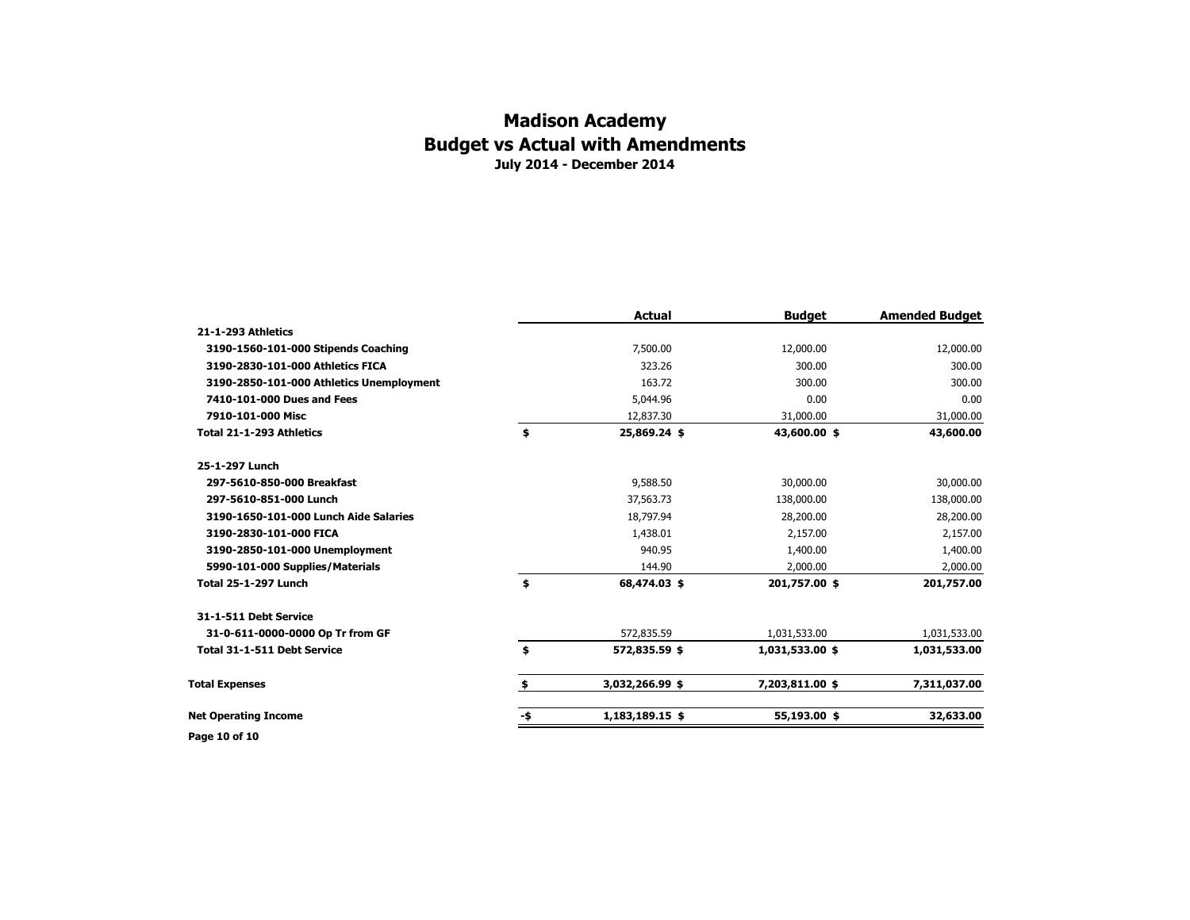# Madison Academy

## Budget vs Actual with Amendments

**July 2014 - December 2014**

| | Actual | Budget | Amended Budget |
|---|---|---|---|
| **21-1-293 Athletics** | | | |
| **3190-1560-101-000 Stipends Coaching** | 7,500.00 | 12,000.00 | 12,000.00 |
| **3190-2830-101-000 Athletics FICA** | 323.26 | 300.00 | 300.00 |
| **3190-2850-101-000 Athletics Unemployment** | 163.72 | 300.00 | 300.00 |
| **7410-101-000 Dues and Fees** | 5,044.96 | 0.00 | 0.00 |
| **7910-101-000 Misc** | 12,837.30 | 31,000.00 | 31,000.00 |
| **Total 21-1-293 Athletics** | **$ 25,869.24** | **$ 43,600.00** | **$ 43,600.00** |
| **25-1-297 Lunch** | | | |
| **297-5610-850-000 Breakfast** | 9,588.50 | 30,000.00 | 30,000.00 |
| **297-5610-851-000 Lunch** | 37,563.73 | 138,000.00 | 138,000.00 |
| **3190-1650-101-000 Lunch Aide Salaries** | 18,797.94 | 28,200.00 | 28,200.00 |
| **3190-2830-101-000 FICA** | 1,438.01 | 2,157.00 | 2,157.00 |
| **3190-2850-101-000 Unemployment** | 940.95 | 1,400.00 | 1,400.00 |
| **5990-101-000 Supplies/Materials** | 144.90 | 2,000.00 | 2,000.00 |
| **Total 25-1-297 Lunch** | **$ 68,474.03** | **$ 201,757.00** | **$ 201,757.00** |
| **31-1-511 Debt Service** | | | |
| **31-0-611-0000-0000 Op Tr from GF** | 572,835.59 | 1,031,533.00 | 1,031,533.00 |
| **Total 31-1-511 Debt Service** | **$ 572,835.59** | **$ 1,031,533.00** | **$ 1,031,533.00** |
| **Total Expenses** | **$ 3,032,266.99** | **$ 7,203,811.00** | **$ 7,311,037.00** |
| **Net Operating Income** | **-$ 1,183,189.15** | **$ 55,193.00** | **$ 32,633.00** |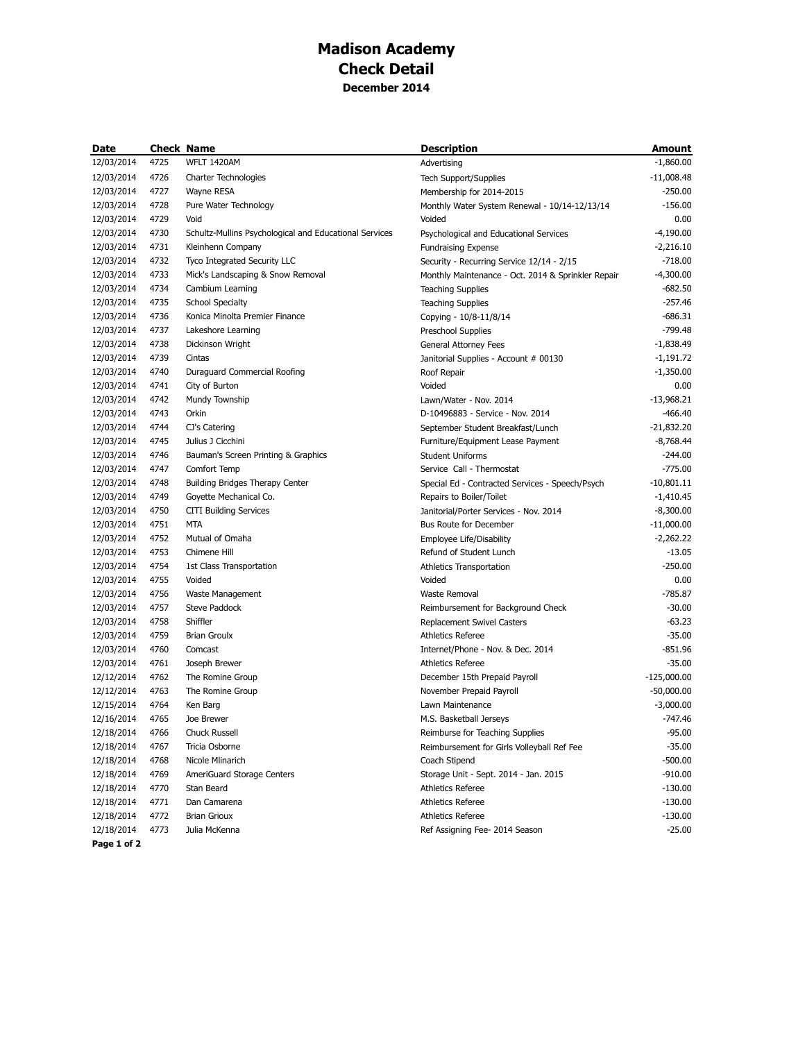# Madison Academy
## Check Detail
### December 2014

| Date | Check | Name | Description | Amount |
|---|---|---|---|---|
| 12/03/2014 | 4725 | WFLT 1420AM | Advertising | -1,860.00 |
| 12/03/2014 | 4726 | Charter Technologies | Tech Support/Supplies | -11,008.48 |
| 12/03/2014 | 4727 | Wayne RESA | Membership for 2014-2015 | -250.00 |
| 12/03/2014 | 4728 | Pure Water Technology | Monthly Water System Renewal - 10/14-12/13/14 | -156.00 |
| 12/03/2014 | 4729 | Void | Voided | 0.00 |
| 12/03/2014 | 4730 | Schultz-Mullins Psychological and Educational Services | Psychological and Educational Services | -4,190.00 |
| 12/03/2014 | 4731 | Kleinhenn Company | Fundraising Expense | -2,216.10 |
| 12/03/2014 | 4732 | Tyco Integrated Security LLC | Security - Recurring Service 12/14 - 2/15 | -718.00 |
| 12/03/2014 | 4733 | Mick's Landscaping & Snow Removal | Monthly Maintenance - Oct. 2014 & Sprinkler Repair | -4,300.00 |
| 12/03/2014 | 4734 | Cambium Learning | Teaching Supplies | -682.50 |
| 12/03/2014 | 4735 | School Specialty | Teaching Supplies | -257.46 |
| 12/03/2014 | 4736 | Konica Minolta Premier Finance | Copying - 10/8-11/8/14 | -686.31 |
| 12/03/2014 | 4737 | Lakeshore Learning | Preschool Supplies | -799.48 |
| 12/03/2014 | 4738 | Dickinson Wright | General Attorney Fees | -1,838.49 |
| 12/03/2014 | 4739 | Cintas | Janitorial Supplies - Account # 00130 | -1,191.72 |
| 12/03/2014 | 4740 | Duraguard Commercial Roofing | Roof Repair | -1,350.00 |
| 12/03/2014 | 4741 | City of Burton | Voided | 0.00 |
| 12/03/2014 | 4742 | Mundy Township | Lawn/Water - Nov. 2014 | -13,968.21 |
| 12/03/2014 | 4743 | Orkin | D-10496883 - Service - Nov. 2014 | -466.40 |
| 12/03/2014 | 4744 | CJ's Catering | September Student Breakfast/Lunch | -21,832.20 |
| 12/03/2014 | 4745 | Julius J Cicchini | Furniture/Equipment Lease Payment | -8,768.44 |
| 12/03/2014 | 4746 | Bauman's Screen Printing & Graphics | Student Uniforms | -244.00 |
| 12/03/2014 | 4747 | Comfort Temp | Service Call - Thermostat | -775.00 |
| 12/03/2014 | 4748 | Building Bridges Therapy Center | Special Ed - Contracted Services - Speech/Psych | -10,801.11 |
| 12/03/2014 | 4749 | Goyette Mechanical Co. | Repairs to Boiler/Toilet | -1,410.45 |
| 12/03/2014 | 4750 | CITI Building Services | Janitorial/Porter Services - Nov. 2014 | -8,300.00 |
| 12/03/2014 | 4751 | MTA | Bus Route for December | -11,000.00 |
| 12/03/2014 | 4752 | Mutual of Omaha | Employee Life/Disability | -2,262.22 |
| 12/03/2014 | 4753 | Chimene Hill | Refund of Student Lunch | -13.05 |
| 12/03/2014 | 4754 | 1st Class Transportation | Athletics Transportation | -250.00 |
| 12/03/2014 | 4755 | Voided | Voided | 0.00 |
| 12/03/2014 | 4756 | Waste Management | Waste Removal | -785.87 |
| 12/03/2014 | 4757 | Steve Paddock | Reimbursement for Background Check | -30.00 |
| 12/03/2014 | 4758 | Shiffler | Replacement Swivel Casters | -63.23 |
| 12/03/2014 | 4759 | Brian Groulx | Athletics Referee | -35.00 |
| 12/03/2014 | 4760 | Comcast | Internet/Phone - Nov. & Dec. 2014 | -851.96 |
| 12/03/2014 | 4761 | Joseph Brewer | Athletics Referee | -35.00 |
| 12/12/2014 | 4762 | The Romine Group | December 15th Prepaid Payroll | -125,000.00 |
| 12/12/2014 | 4763 | The Romine Group | November Prepaid Payroll | -50,000.00 |
| 12/15/2014 | 4764 | Ken Barg | Lawn Maintenance | -3,000.00 |
| 12/16/2014 | 4765 | Joe Brewer | M.S. Basketball Jerseys | -747.46 |
| 12/18/2014 | 4766 | Chuck Russell | Reimburse for Teaching Supplies | -95.00 |
| 12/18/2014 | 4767 | Tricia Osborne | Reimbursement for Girls Volleyball Ref Fee | -35.00 |
| 12/18/2014 | 4768 | Nicole Mlinarich | Coach Stipend | -500.00 |
| 12/18/2014 | 4769 | AmeriGuard Storage Centers | Storage Unit - Sept. 2014 - Jan. 2015 | -910.00 |
| 12/18/2014 | 4770 | Stan Beard | Athletics Referee | -130.00 |
| 12/18/2014 | 4771 | Dan Camarena | Athletics Referee | -130.00 |
| 12/18/2014 | 4772 | Brian Grioux | Athletics Referee | -130.00 |
| 12/18/2014 | 4773 | Julia McKenna | Ref Assigning Fee- 2014 Season | -25.00 |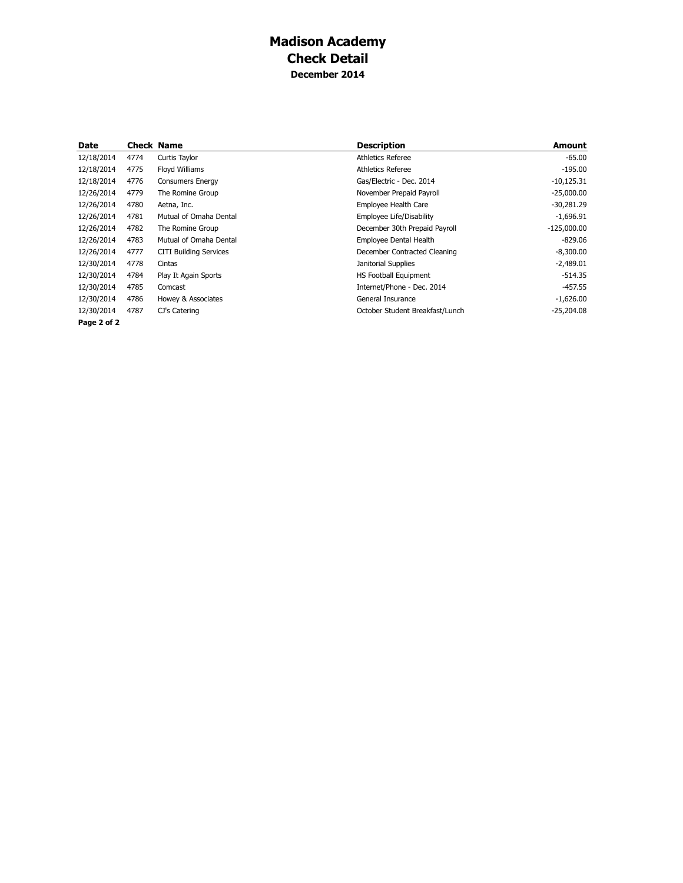# Madison Academy
## Check Detail
### December 2014

| Date | Check | Name | Description | Amount |
|---|---|---|---|---|
| 12/18/2014 | 4774 | Curtis Taylor | Athletics Referee | -65.00 |
| 12/18/2014 | 4775 | Floyd Williams | Athletics Referee | -195.00 |
| 12/18/2014 | 4776 | Consumers Energy | Gas/Electric - Dec. 2014 | -10,125.31 |
| 12/26/2014 | 4779 | The Romine Group | November Prepaid Payroll | -25,000.00 |
| 12/26/2014 | 4780 | Aetna, Inc. | Employee Health Care | -30,281.29 |
| 12/26/2014 | 4781 | Mutual of Omaha Dental | Employee Life/Disability | -1,696.91 |
| 12/26/2014 | 4782 | The Romine Group | December 30th Prepaid Payroll | -125,000.00 |
| 12/26/2014 | 4783 | Mutual of Omaha Dental | Employee Dental Health | -829.06 |
| 12/26/2014 | 4777 | CITI Building Services | December Contracted Cleaning | -8,300.00 |
| 12/30/2014 | 4778 | Cintas | Janitorial Supplies | -2,489.01 |
| 12/30/2014 | 4784 | Play It Again Sports | HS Football Equipment | -514.35 |
| 12/30/2014 | 4785 | Comcast | Internet/Phone - Dec. 2014 | -457.55 |
| 12/30/2014 | 4786 | Howey & Associates | General Insurance | -1,626.00 |
| 12/30/2014 | 4787 | CJ's Catering | October Student Breakfast/Lunch | -25,204.08 |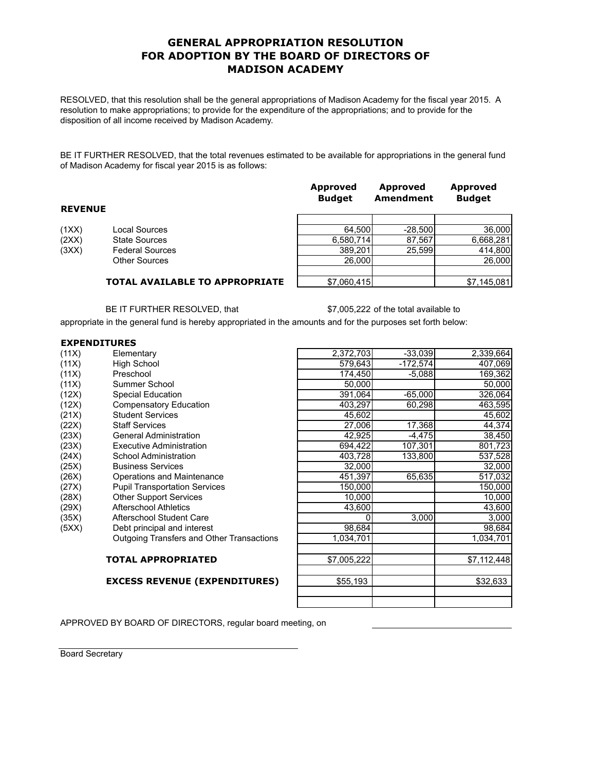# GENERAL APPROPRIATION RESOLUTION FOR ADOPTION BY THE BOARD OF DIRECTORS OF MADISON ACADEMY

RESOLVED, that this resolution shall be the general appropriations of Madison Academy for the fiscal year 2015. A resolution to make appropriations; to provide for the expenditure of the appropriations; and to provide for the disposition of all income received by Madison Academy.

BE IT FURTHER RESOLVED, that the total revenues estimated to be available for appropriations in the general fund of Madison Academy for fiscal year 2015 is as follows:

| | | Approved Budget | Approved Amendment | Approved Budget |
|---|---|---|---|---|
| **REVENUE** | | | | |
| (1XX) | Local Sources | 64,500 | -28,500 | 36,000 |
| (2XX) | State Sources | 6,580,714 | 87,567 | 6,668,281 |
| (3XX) | Federal Sources | 389,201 | 25,599 | 414,800 |
| | Other Sources | 26,000 | | 26,000 |
| | **TOTAL AVAILABLE TO APPROPRIATE** | $7,060,415 | | $7,145,081 |

BE IT FURTHER RESOLVED, that $7,005,222 of the total available to appropriate in the general fund is hereby appropriated in the amounts and for the purposes set forth below:

| | | Approved Budget | Approved Amendment | Approved Budget |
|---|---|---|---|---|
| **EXPENDITURES** | | | | |
| (11X) | Elementary | 2,372,703 | -33,039 | 2,339,664 |
| (11X) | High School | 579,643 | -172,574 | 407,069 |
| (11X) | Preschool | 174,450 | -5,088 | 169,362 |
| (11X) | Summer School | 50,000 | | 50,000 |
| (12X) | Special Education | 391,064 | -65,000 | 326,064 |
| (12X) | Compensatory Education | 403,297 | 60,298 | 463,595 |
| (21X) | Student Services | 45,602 | | 45,602 |
| (22X) | Staff Services | 27,006 | 17,368 | 44,374 |
| (23X) | General Administration | 42,925 | -4,475 | 38,450 |
| (23X) | Executive Administration | 694,422 | 107,301 | 801,723 |
| (24X) | School Administration | 403,728 | 133,800 | 537,528 |
| (25X) | Business Services | 32,000 | | 32,000 |
| (26X) | Operations and Maintenance | 451,397 | 65,635 | 517,032 |
| (27X) | Pupil Transportation Services | 150,000 | | 150,000 |
| (28X) | Other Support Services | 10,000 | | 10,000 |
| (29X) | Afterschool Athletics | 43,600 | | 43,600 |
| (35X) | Afterschool Student Care | 0 | 3,000 | 3,000 |
| (5XX) | Debt principal and interest | 98,684 | | 98,684 |
| | Outgoing Transfers and Other Transactions | 1,034,701 | | 1,034,701 |
| | **TOTAL APPROPRIATED** | $7,005,222 | | $7,112,448 |
| | **EXCESS REVENUE (EXPENDITURES)** | $55,193 | | $32,633 |

APPROVED BY BOARD OF DIRECTORS, regular board meeting, on ______________________

______________________________
Board Secretary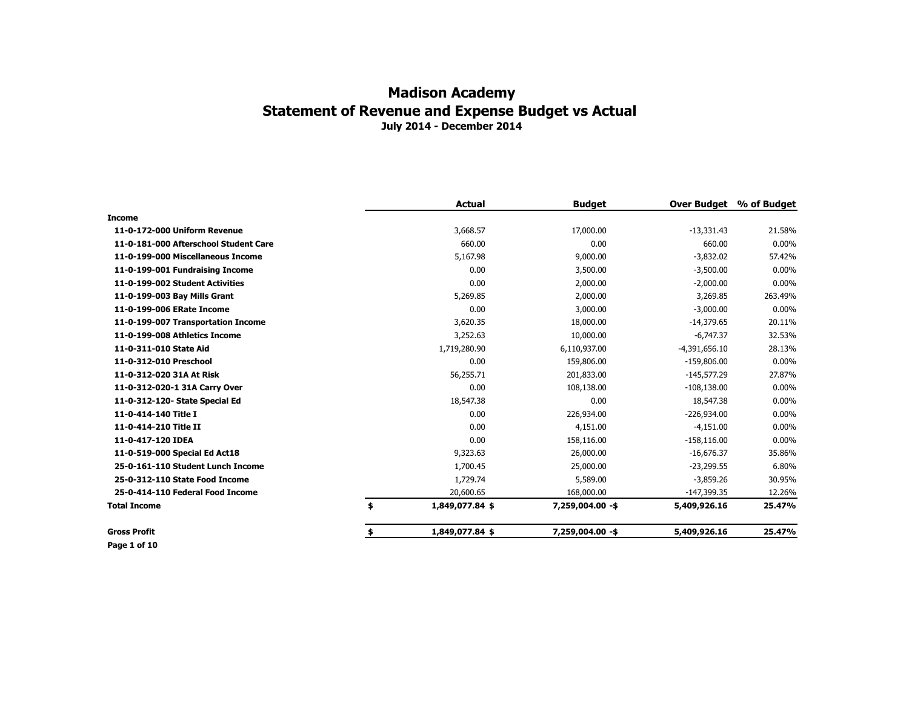# Madison Academy
## Statement of Revenue and Expense Budget vs Actual
### July 2014 - December 2014

| | Actual | Budget | Over Budget | % of Budget |
|---|---|---|---|---|
| **Income** | | | | |
| **11-0-172-000 Uniform Revenue** | 3,668.57 | 17,000.00 | -13,331.43 | 21.58% |
| **11-0-181-000 Afterschool Student Care** | 660.00 | 0.00 | 660.00 | 0.00% |
| **11-0-199-000 Miscellaneous Income** | 5,167.98 | 9,000.00 | -3,832.02 | 57.42% |
| **11-0-199-001 Fundraising Income** | 0.00 | 3,500.00 | -3,500.00 | 0.00% |
| **11-0-199-002 Student Activities** | 0.00 | 2,000.00 | -2,000.00 | 0.00% |
| **11-0-199-003 Bay Mills Grant** | 5,269.85 | 2,000.00 | 3,269.85 | 263.49% |
| **11-0-199-006 ERate Income** | 0.00 | 3,000.00 | -3,000.00 | 0.00% |
| **11-0-199-007 Transportation Income** | 3,620.35 | 18,000.00 | -14,379.65 | 20.11% |
| **11-0-199-008 Athletics Income** | 3,252.63 | 10,000.00 | -6,747.37 | 32.53% |
| **11-0-311-010 State Aid** | 1,719,280.90 | 6,110,937.00 | -4,391,656.10 | 28.13% |
| **11-0-312-010 Preschool** | 0.00 | 159,806.00 | -159,806.00 | 0.00% |
| **11-0-312-020 31A At Risk** | 56,255.71 | 201,833.00 | -145,577.29 | 27.87% |
| **11-0-312-020-1 31A Carry Over** | 0.00 | 108,138.00 | -108,138.00 | 0.00% |
| **11-0-312-120- State Special Ed** | 18,547.38 | 0.00 | 18,547.38 | 0.00% |
| **11-0-414-140 Title I** | 0.00 | 226,934.00 | -226,934.00 | 0.00% |
| **11-0-414-210 Title II** | 0.00 | 4,151.00 | -4,151.00 | 0.00% |
| **11-0-417-120 IDEA** | 0.00 | 158,116.00 | -158,116.00 | 0.00% |
| **11-0-519-000 Special Ed Act18** | 9,323.63 | 26,000.00 | -16,676.37 | 35.86% |
| **25-0-161-110 Student Lunch Income** | 1,700.45 | 25,000.00 | -23,299.55 | 6.80% |
| **25-0-312-110 State Food Income** | 1,729.74 | 5,589.00 | -3,859.26 | 30.95% |
| **25-0-414-110 Federal Food Income** | 20,600.65 | 168,000.00 | -147,399.35 | 12.26% |
| **Total Income** | **$ 1,849,077.84** | **$ 7,259,004.00** | **-$ 5,409,926.16** | **25.47%** |
| **Gross Profit** | **$ 1,849,077.84** | **$ 7,259,004.00** | **-$ 5,409,926.16** | **25.47%** |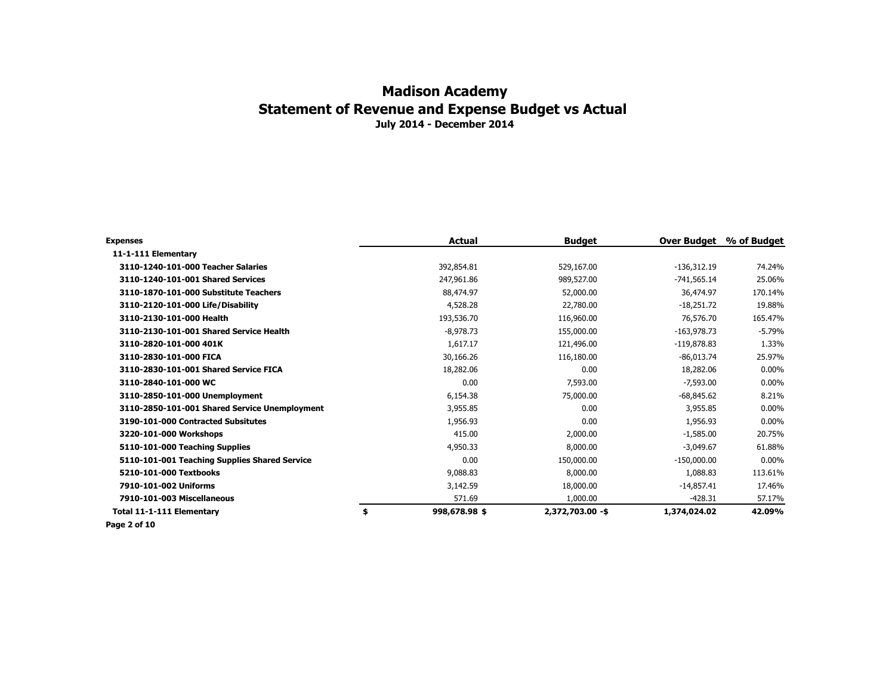# Madison Academy
## Statement of Revenue and Expense Budget vs Actual
### July 2014 - December 2014

| Expenses | Actual | Budget | Over Budget | % of Budget |
|---|---|---|---|---|
| **11-1-111 Elementary** | | | | |
| **3110-1240-101-000 Teacher Salaries** | 392,854.81 | 529,167.00 | -136,312.19 | 74.24% |
| **3110-1240-101-001 Shared Services** | 247,961.86 | 989,527.00 | -741,565.14 | 25.06% |
| **3110-1870-101-000 Substitute Teachers** | 88,474.97 | 52,000.00 | 36,474.97 | 170.14% |
| **3110-2120-101-000 Life/Disability** | 4,528.28 | 22,780.00 | -18,251.72 | 19.88% |
| **3110-2130-101-000 Health** | 193,536.70 | 116,960.00 | 76,576.70 | 165.47% |
| **3110-2130-101-001 Shared Service Health** | -8,978.73 | 155,000.00 | -163,978.73 | -5.79% |
| **3110-2820-101-000 401K** | 1,617.17 | 121,496.00 | -119,878.83 | 1.33% |
| **3110-2830-101-000 FICA** | 30,166.26 | 116,180.00 | -86,013.74 | 25.97% |
| **3110-2830-101-001 Shared Service FICA** | 18,282.06 | 0.00 | 18,282.06 | 0.00% |
| **3110-2840-101-000 WC** | 0.00 | 7,593.00 | -7,593.00 | 0.00% |
| **3110-2850-101-000 Unemployment** | 6,154.38 | 75,000.00 | -68,845.62 | 8.21% |
| **3110-2850-101-001 Shared Service Unemployment** | 3,955.85 | 0.00 | 3,955.85 | 0.00% |
| **3190-101-000 Contracted Subsitutes** | 1,956.93 | 0.00 | 1,956.93 | 0.00% |
| **3220-101-000 Workshops** | 415.00 | 2,000.00 | -1,585.00 | 20.75% |
| **5110-101-000 Teaching Supplies** | 4,950.33 | 8,000.00 | -3,049.67 | 61.88% |
| **5110-101-001 Teaching Supplies Shared Service** | 0.00 | 150,000.00 | -150,000.00 | 0.00% |
| **5210-101-000 Textbooks** | 9,088.83 | 8,000.00 | 1,088.83 | 113.61% |
| **7910-101-002 Uniforms** | 3,142.59 | 18,000.00 | -14,857.41 | 17.46% |
| **7910-101-003 Miscellaneous** | 571.69 | 1,000.00 | -428.31 | 57.17% |
| **Total 11-1-111 Elementary** | **$ 998,678.98** | **$ 2,372,703.00** | **-$ 1,374,024.02** | **42.09%** |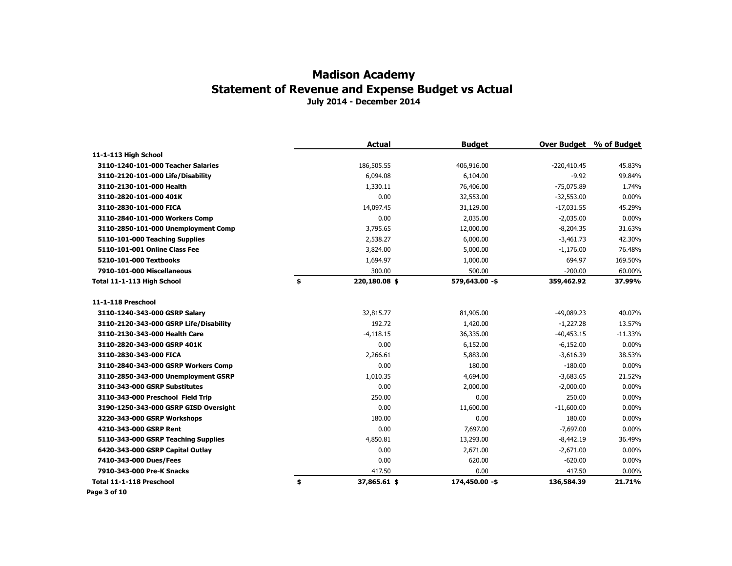# Madison Academy

## Statement of Revenue and Expense Budget vs Actual

### July 2014 - December 2014

| | Actual | Budget | Over Budget | % of Budget |
|---|---|---|---|---|
| **11-1-113 High School** | | | | |
| **3110-1240-101-000 Teacher Salaries** | 186,505.55 | 406,916.00 | -220,410.45 | 45.83% |
| **3110-2120-101-000 Life/Disability** | 6,094.08 | 6,104.00 | -9.92 | 99.84% |
| **3110-2130-101-000 Health** | 1,330.11 | 76,406.00 | -75,075.89 | 1.74% |
| **3110-2820-101-000 401K** | 0.00 | 32,553.00 | -32,553.00 | 0.00% |
| **3110-2830-101-000 FICA** | 14,097.45 | 31,129.00 | -17,031.55 | 45.29% |
| **3110-2840-101-000 Workers Comp** | 0.00 | 2,035.00 | -2,035.00 | 0.00% |
| **3110-2850-101-000 Unemployment Comp** | 3,795.65 | 12,000.00 | -8,204.35 | 31.63% |
| **5110-101-000 Teaching Supplies** | 2,538.27 | 6,000.00 | -3,461.73 | 42.30% |
| **5110-101-001 Online Class Fee** | 3,824.00 | 5,000.00 | -1,176.00 | 76.48% |
| **5210-101-000 Textbooks** | 1,694.97 | 1,000.00 | 694.97 | 169.50% |
| **7910-101-000 Miscellaneous** | 300.00 | 500.00 | -200.00 | 60.00% |
| **Total 11-1-113 High School** | **$ 220,180.08** | **$ 579,643.00** | **-$ 359,462.92** | **37.99%** |
| | | | | |
| **11-1-118 Preschool** | | | | |
| **3110-1240-343-000 GSRP Salary** | 32,815.77 | 81,905.00 | -49,089.23 | 40.07% |
| **3110-2120-343-000 GSRP Life/Disability** | 192.72 | 1,420.00 | -1,227.28 | 13.57% |
| **3110-2130-343-000 Health Care** | -4,118.15 | 36,335.00 | -40,453.15 | -11.33% |
| **3110-2820-343-000 GSRP 401K** | 0.00 | 6,152.00 | -6,152.00 | 0.00% |
| **3110-2830-343-000 FICA** | 2,266.61 | 5,883.00 | -3,616.39 | 38.53% |
| **3110-2840-343-000 GSRP Workers Comp** | 0.00 | 180.00 | -180.00 | 0.00% |
| **3110-2850-343-000 Unemployment GSRP** | 1,010.35 | 4,694.00 | -3,683.65 | 21.52% |
| **3110-343-000 GSRP Substitutes** | 0.00 | 2,000.00 | -2,000.00 | 0.00% |
| **3110-343-000 Preschool Field Trip** | 250.00 | 0.00 | 250.00 | 0.00% |
| **3190-1250-343-000 GSRP GISD Oversight** | 0.00 | 11,600.00 | -11,600.00 | 0.00% |
| **3220-343-000 GSRP Workshops** | 180.00 | 0.00 | 180.00 | 0.00% |
| **4210-343-000 GSRP Rent** | 0.00 | 7,697.00 | -7,697.00 | 0.00% |
| **5110-343-000 GSRP Teaching Supplies** | 4,850.81 | 13,293.00 | -8,442.19 | 36.49% |
| **6420-343-000 GSRP Capital Outlay** | 0.00 | 2,671.00 | -2,671.00 | 0.00% |
| **7410-343-000 Dues/Fees** | 0.00 | 620.00 | -620.00 | 0.00% |
| **7910-343-000 Pre-K Snacks** | 417.50 | 0.00 | 417.50 | 0.00% |
| **Total 11-1-118 Preschool** | **$ 37,865.61** | **$ 174,450.00** | **-$ 136,584.39** | **21.71%** |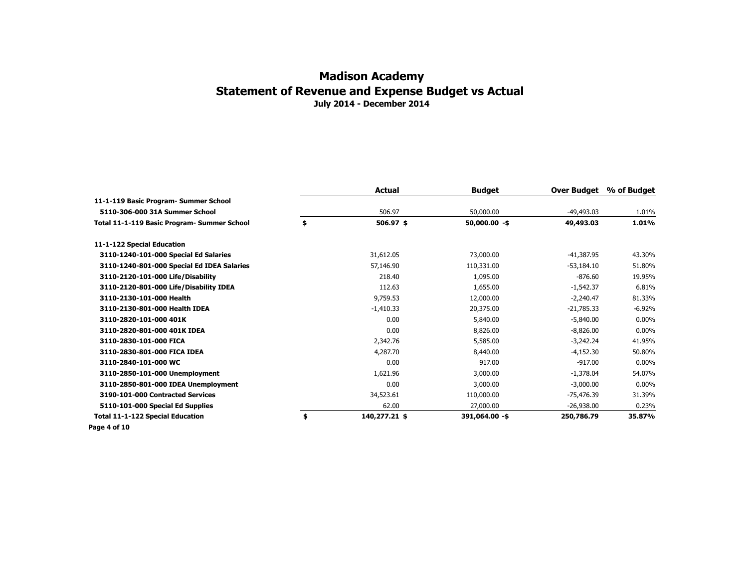# Madison Academy

## Statement of Revenue and Expense Budget vs Actual

### July 2014 - December 2014

| | Actual | Budget | Over Budget | % of Budget |
|---|---|---|---|---|
| **11-1-119 Basic Program- Summer School** | | | | |
| **5110-306-000 31A Summer School** | 506.97 | 50,000.00 | -49,493.03 | 1.01% |
| **Total 11-1-119 Basic Program- Summer School** | **$ 506.97** | **$ 50,000.00** | **-$ 49,493.03** | **1.01%** |
| | | | | |
| **11-1-122 Special Education** | | | | |
| **3110-1240-101-000 Special Ed Salaries** | 31,612.05 | 73,000.00 | -41,387.95 | 43.30% |
| **3110-1240-801-000 Special Ed IDEA Salaries** | 57,146.90 | 110,331.00 | -53,184.10 | 51.80% |
| **3110-2120-101-000 Life/Disability** | 218.40 | 1,095.00 | -876.60 | 19.95% |
| **3110-2120-801-000 Life/Disability IDEA** | 112.63 | 1,655.00 | -1,542.37 | 6.81% |
| **3110-2130-101-000 Health** | 9,759.53 | 12,000.00 | -2,240.47 | 81.33% |
| **3110-2130-801-000 Health IDEA** | -1,410.33 | 20,375.00 | -21,785.33 | -6.92% |
| **3110-2820-101-000 401K** | 0.00 | 5,840.00 | -5,840.00 | 0.00% |
| **3110-2820-801-000 401K IDEA** | 0.00 | 8,826.00 | -8,826.00 | 0.00% |
| **3110-2830-101-000 FICA** | 2,342.76 | 5,585.00 | -3,242.24 | 41.95% |
| **3110-2830-801-000 FICA IDEA** | 4,287.70 | 8,440.00 | -4,152.30 | 50.80% |
| **3110-2840-101-000 WC** | 0.00 | 917.00 | -917.00 | 0.00% |
| **3110-2850-101-000 Unemployment** | 1,621.96 | 3,000.00 | -1,378.04 | 54.07% |
| **3110-2850-801-000 IDEA Unemployment** | 0.00 | 3,000.00 | -3,000.00 | 0.00% |
| **3190-101-000 Contracted Services** | 34,523.61 | 110,000.00 | -75,476.39 | 31.39% |
| **5110-101-000 Special Ed Supplies** | 62.00 | 27,000.00 | -26,938.00 | 0.23% |
| **Total 11-1-122 Special Education** | **$ 140,277.21** | **$ 391,064.00** | **-$ 250,786.79** | **35.87%** |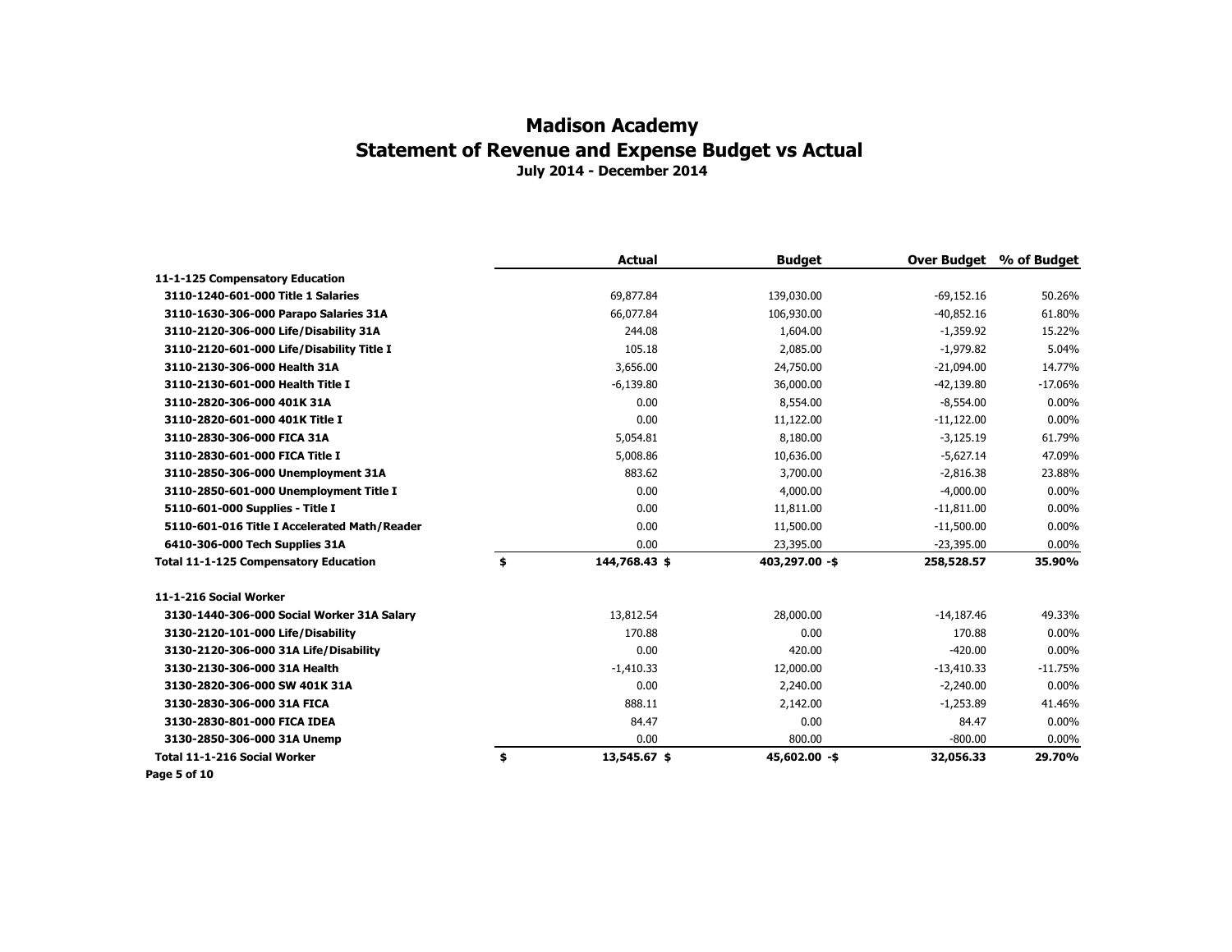# Madison Academy
## Statement of Revenue and Expense Budget vs Actual
### July 2014 - December 2014

| | Actual | Budget | Over Budget | % of Budget |
|---|---|---|---|---|
| **11-1-125 Compensatory Education** | | | | |
| **3110-1240-601-000 Title 1 Salaries** | 69,877.84 | 139,030.00 | -69,152.16 | 50.26% |
| **3110-1630-306-000 Parapo Salaries 31A** | 66,077.84 | 106,930.00 | -40,852.16 | 61.80% |
| **3110-2120-306-000 Life/Disability 31A** | 244.08 | 1,604.00 | -1,359.92 | 15.22% |
| **3110-2120-601-000 Life/Disability Title I** | 105.18 | 2,085.00 | -1,979.82 | 5.04% |
| **3110-2130-306-000 Health 31A** | 3,656.00 | 24,750.00 | -21,094.00 | 14.77% |
| **3110-2130-601-000 Health Title I** | -6,139.80 | 36,000.00 | -42,139.80 | -17.06% |
| **3110-2820-306-000 401K 31A** | 0.00 | 8,554.00 | -8,554.00 | 0.00% |
| **3110-2820-601-000 401K Title I** | 0.00 | 11,122.00 | -11,122.00 | 0.00% |
| **3110-2830-306-000 FICA 31A** | 5,054.81 | 8,180.00 | -3,125.19 | 61.79% |
| **3110-2830-601-000 FICA Title I** | 5,008.86 | 10,636.00 | -5,627.14 | 47.09% |
| **3110-2850-306-000 Unemployment 31A** | 883.62 | 3,700.00 | -2,816.38 | 23.88% |
| **3110-2850-601-000 Unemployment Title I** | 0.00 | 4,000.00 | -4,000.00 | 0.00% |
| **5110-601-000 Supplies - Title I** | 0.00 | 11,811.00 | -11,811.00 | 0.00% |
| **5110-601-016 Title I Accelerated Math/Reader** | 0.00 | 11,500.00 | -11,500.00 | 0.00% |
| **6410-306-000 Tech Supplies 31A** | 0.00 | 23,395.00 | -23,395.00 | 0.00% |
| **Total 11-1-125 Compensatory Education** | **$ 144,768.43** | **$ 403,297.00** | **-$ 258,528.57** | **35.90%** |
| **11-1-216 Social Worker** | | | | |
| **3130-1440-306-000 Social Worker 31A Salary** | 13,812.54 | 28,000.00 | -14,187.46 | 49.33% |
| **3130-2120-101-000 Life/Disability** | 170.88 | 0.00 | 170.88 | 0.00% |
| **3130-2120-306-000 31A Life/Disability** | 0.00 | 420.00 | -420.00 | 0.00% |
| **3130-2130-306-000 31A Health** | -1,410.33 | 12,000.00 | -13,410.33 | -11.75% |
| **3130-2820-306-000 SW 401K 31A** | 0.00 | 2,240.00 | -2,240.00 | 0.00% |
| **3130-2830-306-000 31A FICA** | 888.11 | 2,142.00 | -1,253.89 | 41.46% |
| **3130-2830-801-000 FICA IDEA** | 84.47 | 0.00 | 84.47 | 0.00% |
| **3130-2850-306-000 31A Unemp** | 0.00 | 800.00 | -800.00 | 0.00% |
| **Total 11-1-216 Social Worker** | **$ 13,545.67** | **$ 45,602.00** | **-$ 32,056.33** | **29.70%** |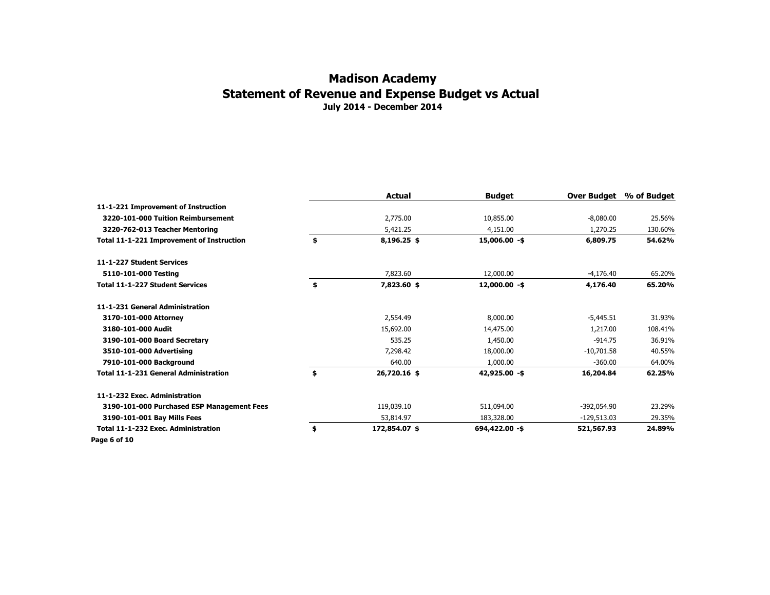# Madison Academy

## Statement of Revenue and Expense Budget vs Actual

**July 2014 - December 2014**

| | Actual | Budget | Over Budget | % of Budget |
|---|---|---|---|---|
| **11-1-221 Improvement of Instruction** | | | | |
| **3220-101-000 Tuition Reimbursement** | 2,775.00 | 10,855.00 | -8,080.00 | 25.56% |
| **3220-762-013 Teacher Mentoring** | 5,421.25 | 4,151.00 | 1,270.25 | 130.60% |
| **Total 11-1-221 Improvement of Instruction** | **$ 8,196.25** | **$ 15,006.00** | **-$ 6,809.75** | **54.62%** |
| **11-1-227 Student Services** | | | | |
| **5110-101-000 Testing** | 7,823.60 | 12,000.00 | -4,176.40 | 65.20% |
| **Total 11-1-227 Student Services** | **$ 7,823.60** | **$ 12,000.00** | **-$ 4,176.40** | **65.20%** |
| **11-1-231 General Administration** | | | | |
| **3170-101-000 Attorney** | 2,554.49 | 8,000.00 | -5,445.51 | 31.93% |
| **3180-101-000 Audit** | 15,692.00 | 14,475.00 | 1,217.00 | 108.41% |
| **3190-101-000 Board Secretary** | 535.25 | 1,450.00 | -914.75 | 36.91% |
| **3510-101-000 Advertising** | 7,298.42 | 18,000.00 | -10,701.58 | 40.55% |
| **7910-101-000 Background** | 640.00 | 1,000.00 | -360.00 | 64.00% |
| **Total 11-1-231 General Administration** | **$ 26,720.16** | **$ 42,925.00** | **-$ 16,204.84** | **62.25%** |
| **11-1-232 Exec. Administration** | | | | |
| **3190-101-000 Purchased ESP Management Fees** | 119,039.10 | 511,094.00 | -392,054.90 | 23.29% |
| **3190-101-001 Bay Mills Fees** | 53,814.97 | 183,328.00 | -129,513.03 | 29.35% |
| **Total 11-1-232 Exec. Administration** | **$ 172,854.07** | **$ 694,422.00** | **-$ 521,567.93** | **24.89%** |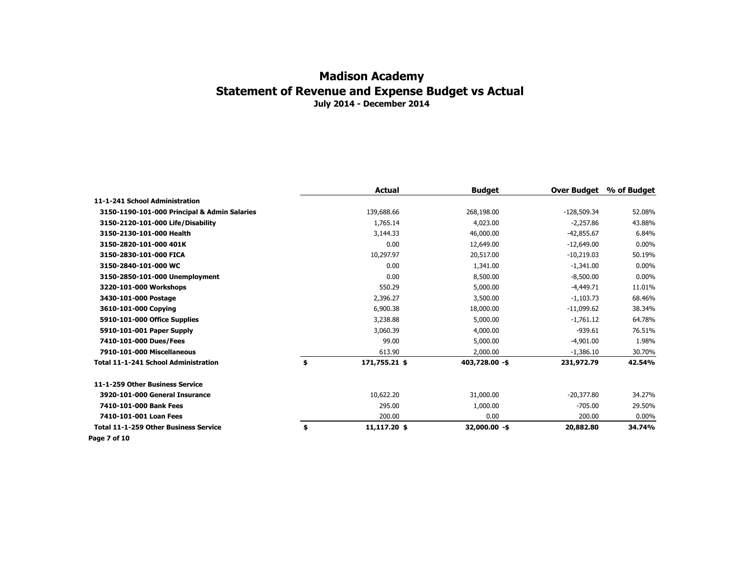# Madison Academy

## Statement of Revenue and Expense Budget vs Actual

### July 2014 - December 2014

| | Actual | Budget | Over Budget | % of Budget |
|---|---|---|---|---|
| **11-1-241 School Administration** | | | | |
| **3150-1190-101-000 Principal & Admin Salaries** | 139,688.66 | 268,198.00 | -128,509.34 | 52.08% |
| **3150-2120-101-000 Life/Disability** | 1,765.14 | 4,023.00 | -2,257.86 | 43.88% |
| **3150-2130-101-000 Health** | 3,144.33 | 46,000.00 | -42,855.67 | 6.84% |
| **3150-2820-101-000 401K** | 0.00 | 12,649.00 | -12,649.00 | 0.00% |
| **3150-2830-101-000 FICA** | 10,297.97 | 20,517.00 | -10,219.03 | 50.19% |
| **3150-2840-101-000 WC** | 0.00 | 1,341.00 | -1,341.00 | 0.00% |
| **3150-2850-101-000 Unemployment** | 0.00 | 8,500.00 | -8,500.00 | 0.00% |
| **3220-101-000 Workshops** | 550.29 | 5,000.00 | -4,449.71 | 11.01% |
| **3430-101-000 Postage** | 2,396.27 | 3,500.00 | -1,103.73 | 68.46% |
| **3610-101-000 Copying** | 6,900.38 | 18,000.00 | -11,099.62 | 38.34% |
| **5910-101-000 Office Supplies** | 3,238.88 | 5,000.00 | -1,761.12 | 64.78% |
| **5910-101-001 Paper Supply** | 3,060.39 | 4,000.00 | -939.61 | 76.51% |
| **7410-101-000 Dues/Fees** | 99.00 | 5,000.00 | -4,901.00 | 1.98% |
| **7910-101-000 Miscellaneous** | 613.90 | 2,000.00 | -1,386.10 | 30.70% |
| **Total 11-1-241 School Administration** | **$ 171,755.21** | **$ 403,728.00** | **-$ 231,972.79** | **42.54%** |
| **11-1-259 Other Business Service** | | | | |
| **3920-101-000 General Insurance** | 10,622.20 | 31,000.00 | -20,377.80 | 34.27% |
| **7410-101-000 Bank Fees** | 295.00 | 1,000.00 | -705.00 | 29.50% |
| **7410-101-001 Loan Fees** | 200.00 | 0.00 | 200.00 | 0.00% |
| **Total 11-1-259 Other Business Service** | **$ 11,117.20** | **$ 32,000.00** | **-$ 20,882.80** | **34.74%** |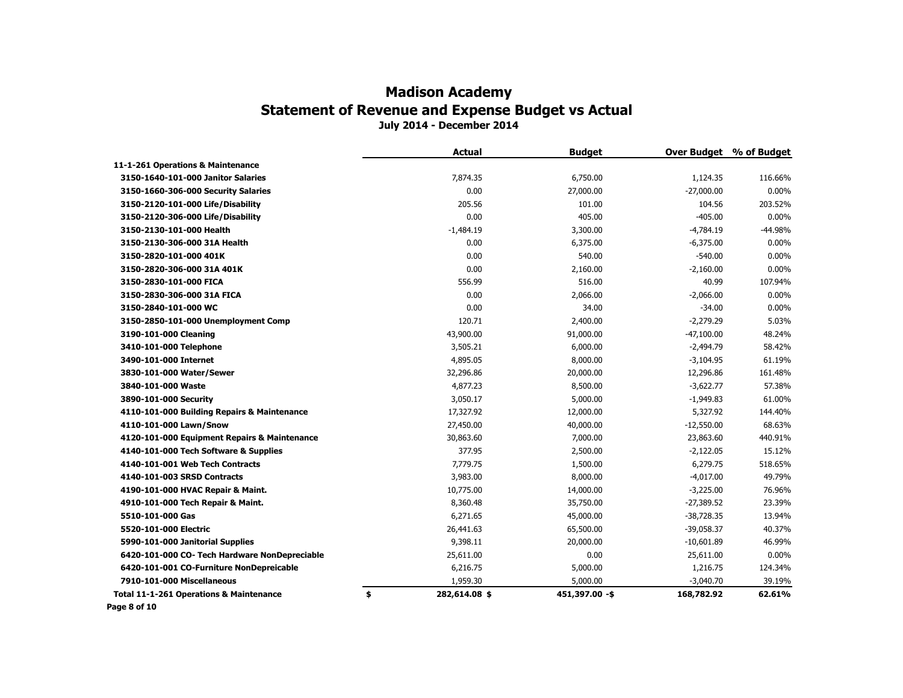# Madison Academy

## Statement of Revenue and Expense Budget vs Actual

**July 2014 - December 2014**

| | Actual | Budget | Over Budget | % of Budget |
|---|---|---|---|---|
| **11-1-261 Operations & Maintenance** | | | | |
| **3150-1640-101-000 Janitor Salaries** | 7,874.35 | 6,750.00 | 1,124.35 | 116.66% |
| **3150-1660-306-000 Security Salaries** | 0.00 | 27,000.00 | -27,000.00 | 0.00% |
| **3150-2120-101-000 Life/Disability** | 205.56 | 101.00 | 104.56 | 203.52% |
| **3150-2120-306-000 Life/Disability** | 0.00 | 405.00 | -405.00 | 0.00% |
| **3150-2130-101-000 Health** | -1,484.19 | 3,300.00 | -4,784.19 | -44.98% |
| **3150-2130-306-000 31A Health** | 0.00 | 6,375.00 | -6,375.00 | 0.00% |
| **3150-2820-101-000 401K** | 0.00 | 540.00 | -540.00 | 0.00% |
| **3150-2820-306-000 31A 401K** | 0.00 | 2,160.00 | -2,160.00 | 0.00% |
| **3150-2830-101-000 FICA** | 556.99 | 516.00 | 40.99 | 107.94% |
| **3150-2830-306-000 31A FICA** | 0.00 | 2,066.00 | -2,066.00 | 0.00% |
| **3150-2840-101-000 WC** | 0.00 | 34.00 | -34.00 | 0.00% |
| **3150-2850-101-000 Unemployment Comp** | 120.71 | 2,400.00 | -2,279.29 | 5.03% |
| **3190-101-000 Cleaning** | 43,900.00 | 91,000.00 | -47,100.00 | 48.24% |
| **3410-101-000 Telephone** | 3,505.21 | 6,000.00 | -2,494.79 | 58.42% |
| **3490-101-000 Internet** | 4,895.05 | 8,000.00 | -3,104.95 | 61.19% |
| **3830-101-000 Water/Sewer** | 32,296.86 | 20,000.00 | 12,296.86 | 161.48% |
| **3840-101-000 Waste** | 4,877.23 | 8,500.00 | -3,622.77 | 57.38% |
| **3890-101-000 Security** | 3,050.17 | 5,000.00 | -1,949.83 | 61.00% |
| **4110-101-000 Building Repairs & Maintenance** | 17,327.92 | 12,000.00 | 5,327.92 | 144.40% |
| **4110-101-000 Lawn/Snow** | 27,450.00 | 40,000.00 | -12,550.00 | 68.63% |
| **4120-101-000 Equipment Repairs & Maintenance** | 30,863.60 | 7,000.00 | 23,863.60 | 440.91% |
| **4140-101-000 Tech Software & Supplies** | 377.95 | 2,500.00 | -2,122.05 | 15.12% |
| **4140-101-001 Web Tech Contracts** | 7,779.75 | 1,500.00 | 6,279.75 | 518.65% |
| **4140-101-003 SRSD Contracts** | 3,983.00 | 8,000.00 | -4,017.00 | 49.79% |
| **4190-101-000 HVAC Repair & Maint.** | 10,775.00 | 14,000.00 | -3,225.00 | 76.96% |
| **4910-101-000 Tech Repair & Maint.** | 8,360.48 | 35,750.00 | -27,389.52 | 23.39% |
| **5510-101-000 Gas** | 6,271.65 | 45,000.00 | -38,728.35 | 13.94% |
| **5520-101-000 Electric** | 26,441.63 | 65,500.00 | -39,058.37 | 40.37% |
| **5990-101-000 Janitorial Supplies** | 9,398.11 | 20,000.00 | -10,601.89 | 46.99% |
| **6420-101-000 CO- Tech Hardware NonDepreciable** | 25,611.00 | 0.00 | 25,611.00 | 0.00% |
| **6420-101-001 CO-Furniture NonDepreicable** | 6,216.75 | 5,000.00 | 1,216.75 | 124.34% |
| **7910-101-000 Miscellaneous** | 1,959.30 | 5,000.00 | -3,040.70 | 39.19% |
| **Total 11-1-261 Operations & Maintenance** | **$ 282,614.08** | **$ 451,397.00** | **-$ 168,782.92** | **62.61%** |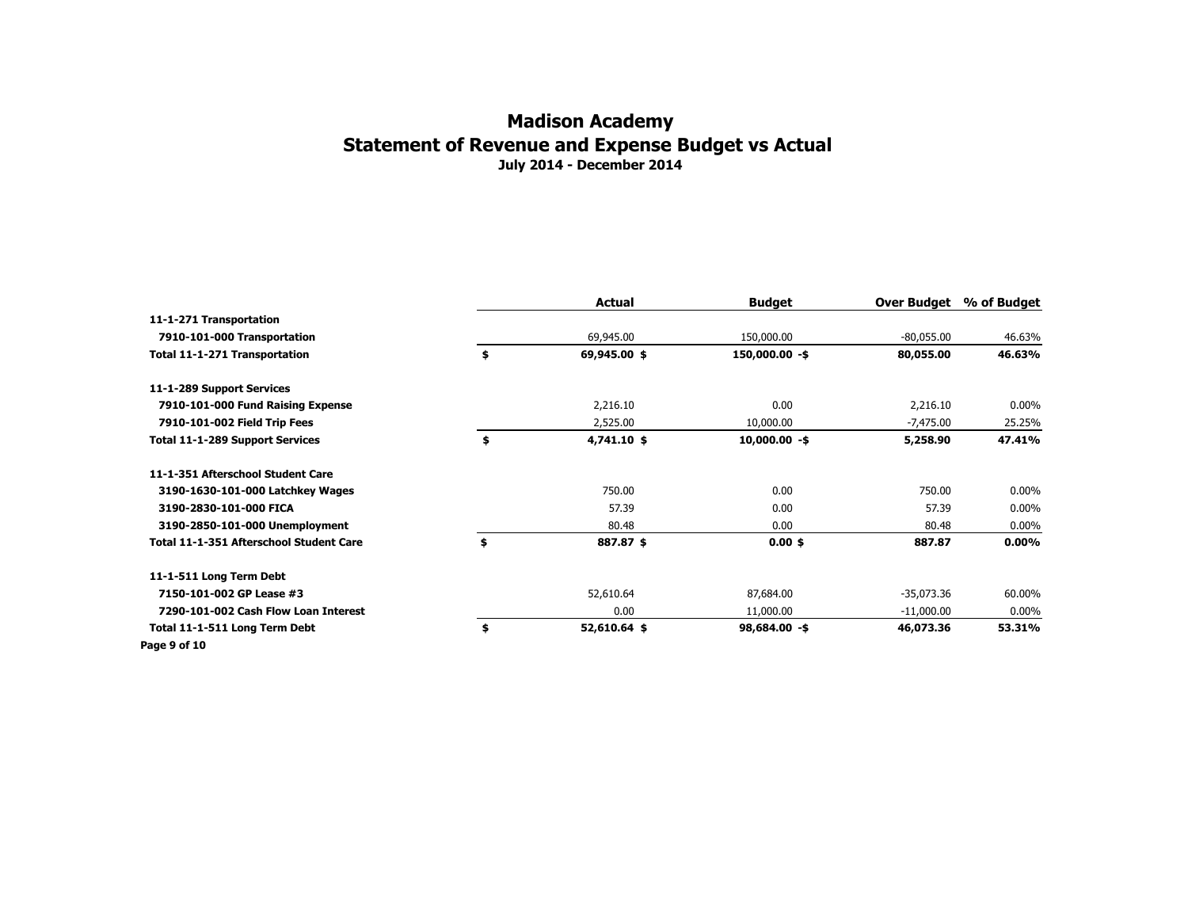# Madison Academy
## Statement of Revenue and Expense Budget vs Actual
### July 2014 - December 2014

| | Actual | Budget | Over Budget | % of Budget |
|---|---|---|---|---|
| **11-1-271 Transportation** | | | | |
| **7910-101-000 Transportation** | 69,945.00 | 150,000.00 | -80,055.00 | 46.63% |
| **Total 11-1-271 Transportation** | **$ 69,945.00** | **$ 150,000.00** | **-$ 80,055.00** | **46.63%** |
| **11-1-289 Support Services** | | | | |
| **7910-101-000 Fund Raising Expense** | 2,216.10 | 0.00 | 2,216.10 | 0.00% |
| **7910-101-002 Field Trip Fees** | 2,525.00 | 10,000.00 | -7,475.00 | 25.25% |
| **Total 11-1-289 Support Services** | **$ 4,741.10** | **$ 10,000.00** | **-$ 5,258.90** | **47.41%** |
| **11-1-351 Afterschool Student Care** | | | | |
| **3190-1630-101-000 Latchkey Wages** | 750.00 | 0.00 | 750.00 | 0.00% |
| **3190-2830-101-000 FICA** | 57.39 | 0.00 | 57.39 | 0.00% |
| **3190-2850-101-000 Unemployment** | 80.48 | 0.00 | 80.48 | 0.00% |
| **Total 11-1-351 Afterschool Student Care** | **$ 887.87** | **$ 0.00** | **$ 887.87** | **0.00%** |
| **11-1-511 Long Term Debt** | | | | |
| **7150-101-002 GP Lease #3** | 52,610.64 | 87,684.00 | -35,073.36 | 60.00% |
| **7290-101-002 Cash Flow Loan Interest** | 0.00 | 11,000.00 | -11,000.00 | 0.00% |
| **Total 11-1-511 Long Term Debt** | **$ 52,610.64** | **$ 98,684.00** | **-$ 46,073.36** | **53.31%** |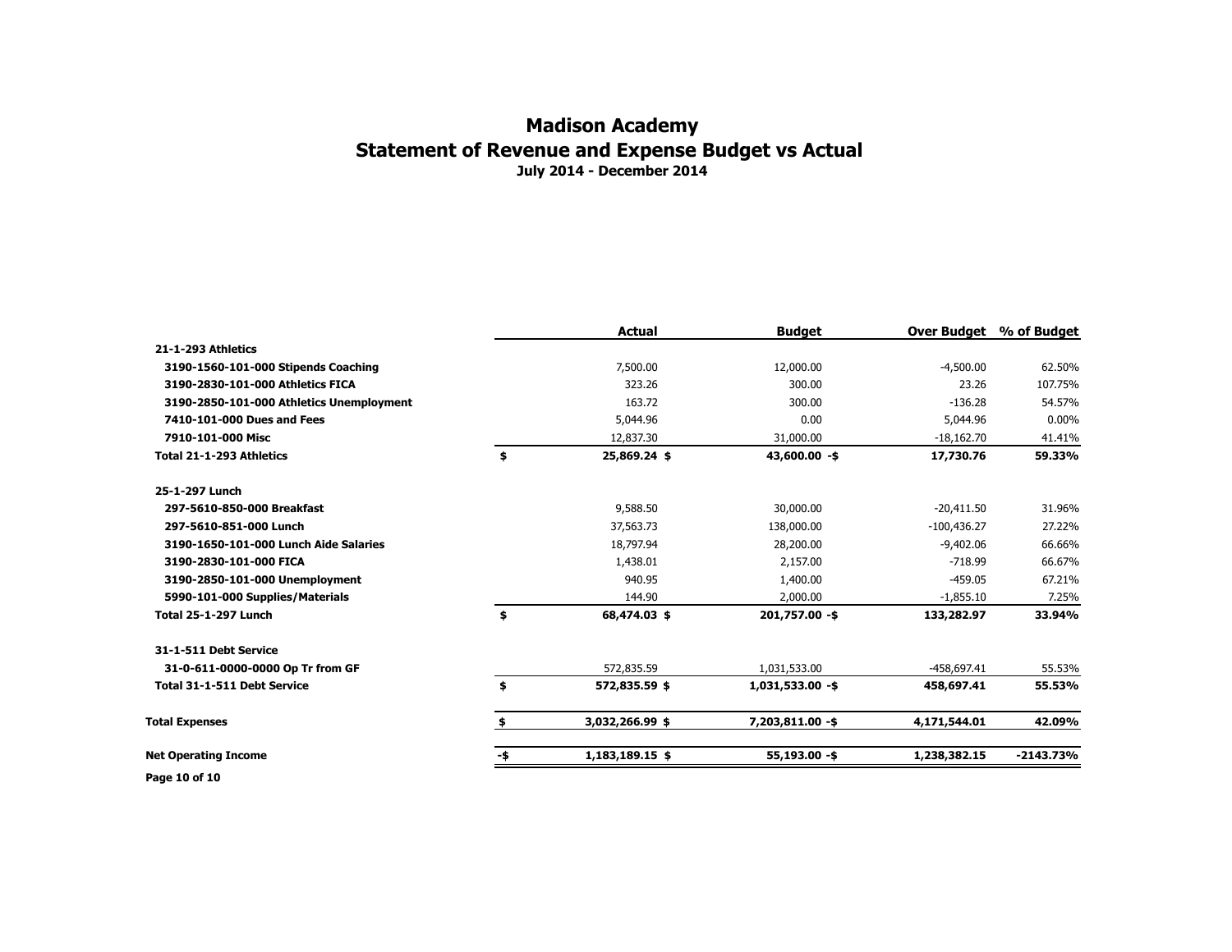# Madison Academy

## Statement of Revenue and Expense Budget vs Actual

**July 2014 - December 2014**

| | Actual | Budget | Over Budget | % of Budget |
|---|---|---|---|---|
| **21-1-293 Athletics** | | | | |
| **3190-1560-101-000 Stipends Coaching** | 7,500.00 | 12,000.00 | -4,500.00 | 62.50% |
| **3190-2830-101-000 Athletics FICA** | 323.26 | 300.00 | 23.26 | 107.75% |
| **3190-2850-101-000 Athletics Unemployment** | 163.72 | 300.00 | -136.28 | 54.57% |
| **7410-101-000 Dues and Fees** | 5,044.96 | 0.00 | 5,044.96 | 0.00% |
| **7910-101-000 Misc** | 12,837.30 | 31,000.00 | -18,162.70 | 41.41% |
| **Total 21-1-293 Athletics** | **$ 25,869.24** | **$ 43,600.00** | **-$ 17,730.76** | **59.33%** |
| **25-1-297 Lunch** | | | | |
| **297-5610-850-000 Breakfast** | 9,588.50 | 30,000.00 | -20,411.50 | 31.96% |
| **297-5610-851-000 Lunch** | 37,563.73 | 138,000.00 | -100,436.27 | 27.22% |
| **3190-1650-101-000 Lunch Aide Salaries** | 18,797.94 | 28,200.00 | -9,402.06 | 66.66% |
| **3190-2830-101-000 FICA** | 1,438.01 | 2,157.00 | -718.99 | 66.67% |
| **3190-2850-101-000 Unemployment** | 940.95 | 1,400.00 | -459.05 | 67.21% |
| **5990-101-000 Supplies/Materials** | 144.90 | 2,000.00 | -1,855.10 | 7.25% |
| **Total 25-1-297 Lunch** | **$ 68,474.03** | **$ 201,757.00** | **-$ 133,282.97** | **33.94%** |
| **31-1-511 Debt Service** | | | | |
| **31-0-611-0000-0000 Op Tr from GF** | 572,835.59 | 1,031,533.00 | -458,697.41 | 55.53% |
| **Total 31-1-511 Debt Service** | **$ 572,835.59** | **$ 1,031,533.00** | **-$ 458,697.41** | **55.53%** |
| **Total Expenses** | **$ 3,032,266.99** | **$ 7,203,811.00** | **-$ 4,171,544.01** | **42.09%** |
| **Net Operating Income** | **-$ 1,183,189.15** | **$ 55,193.00** | **-$ 1,238,382.15** | **-2143.73%** |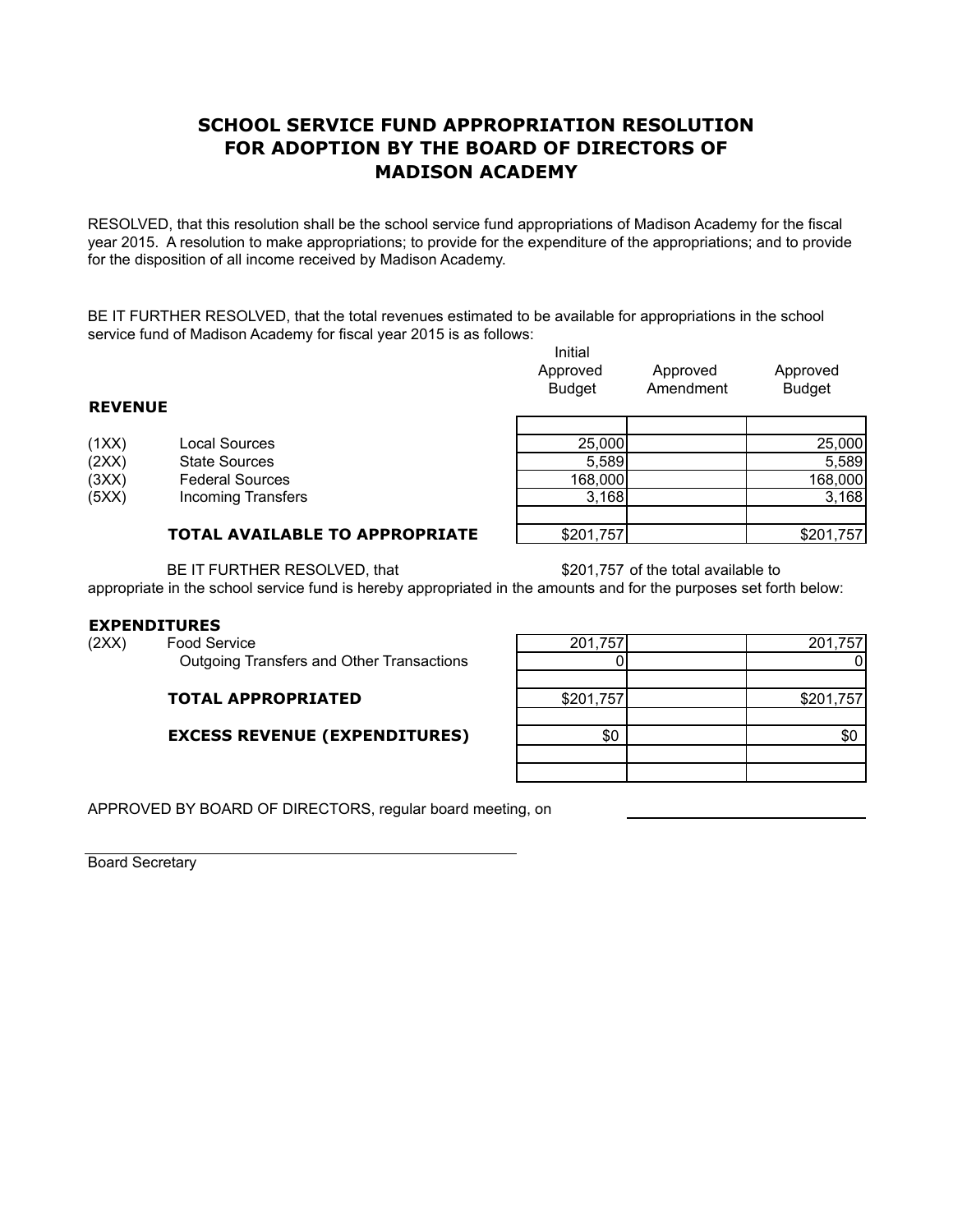# SCHOOL SERVICE FUND APPROPRIATION RESOLUTION FOR ADOPTION BY THE BOARD OF DIRECTORS OF MADISON ACADEMY

RESOLVED, that this resolution shall be the school service fund appropriations of Madison Academy for the fiscal year 2015. A resolution to make appropriations; to provide for the expenditure of the appropriations; and to provide for the disposition of all income received by Madison Academy.

BE IT FURTHER RESOLVED, that the total revenues estimated to be available for appropriations in the school service fund of Madison Academy for fiscal year 2015 is as follows:

| | | Initial Approved Budget | Approved Amendment | Approved Budget |
|---|---|---|---|---|
| **REVENUE** | | | | |
| (1XX) | Local Sources | 25,000 | | 25,000 |
| (2XX) | State Sources | 5,589 | | 5,589 |
| (3XX) | Federal Sources | 168,000 | | 168,000 |
| (5XX) | Incoming Transfers | 3,168 | | 3,168 |
| | **TOTAL AVAILABLE TO APPROPRIATE** | $201,757 | | $201,757 |

BE IT FURTHER RESOLVED, that $201,757 of the total available to appropriate in the school service fund is hereby appropriated in the amounts and for the purposes set forth below:

| | | Initial Approved Budget | Approved Amendment | Approved Budget |
|---|---|---|---|---|
| **EXPENDITURES** | | | | |
| (2XX) | Food Service | 201,757 | | 201,757 |
| | Outgoing Transfers and Other Transactions | 0 | | 0 |
| | **TOTAL APPROPRIATED** | $201,757 | | $201,757 |
| | **EXCESS REVENUE (EXPENDITURES)** | $0 | | $0 |

APPROVED BY BOARD OF DIRECTORS, regular board meeting, on ______________________

______________________________
Board Secretary